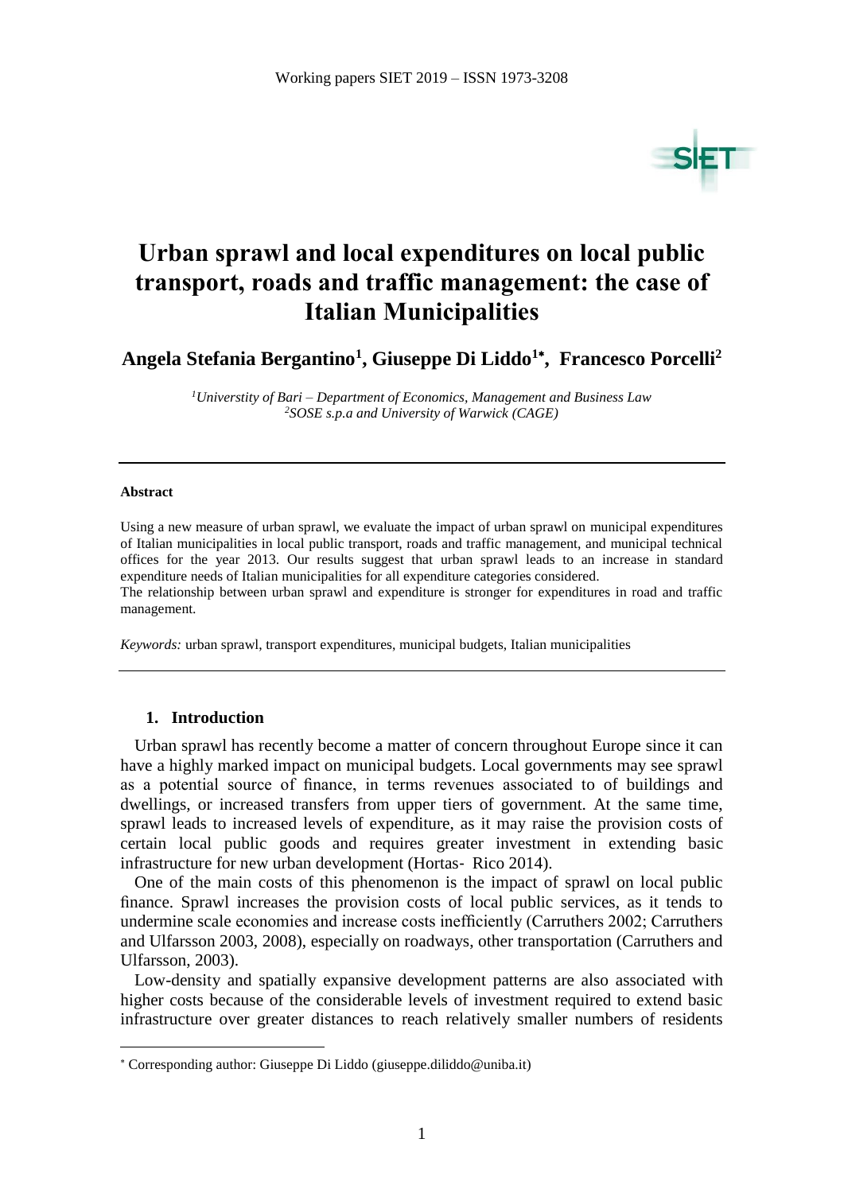# Urban sprawl and local expenditures on local public transport, roads and traffic management: the case of Italian Municipalities

**Angela Stefania Bergantino[1], Giuseppe Di Liddo[1*], Francesco Porcelli[2]**

*[1]Universtity of Bari – Department of Economics, Management and Business Law*
*[2]SOSE s.p.a and University of Warwick (CAGE)*

---

**Abstract**

Using a new measure of urban sprawl, we evaluate the impact of urban sprawl on municipal expenditures of Italian municipalities in local public transport, roads and traffic management, and municipal technical offices for the year 2013. Our results suggest that urban sprawl leads to an increase in standard expenditure needs of Italian municipalities for all expenditure categories considered.
The relationship between urban sprawl and expenditure is stronger for expenditures in road and traffic management.

*Keywords:* urban sprawl, transport expenditures, municipal budgets, Italian municipalities

---

## 1. Introduction

Urban sprawl has recently become a matter of concern throughout Europe since it can have a highly marked impact on municipal budgets. Local governments may see sprawl as a potential source of finance, in terms revenues associated to of buildings and dwellings, or increased transfers from upper tiers of government. At the same time, sprawl leads to increased levels of expenditure, as it may raise the provision costs of certain local public goods and requires greater investment in extending basic infrastructure for new urban development (Hortas‐ Rico 2014).

One of the main costs of this phenomenon is the impact of sprawl on local public finance. Sprawl increases the provision costs of local public services, as it tends to undermine scale economies and increase costs inefficiently (Carruthers 2002; Carruthers and Ulfarsson 2003, 2008), especially on roadways, other transportation (Carruthers and Ulfarsson, 2003).

Low-density and spatially expansive development patterns are also associated with higher costs because of the considerable levels of investment required to extend basic infrastructure over greater distances to reach relatively smaller numbers of residents

---

* Corresponding author: Giuseppe Di Liddo (giuseppe.diliddo@uniba.it)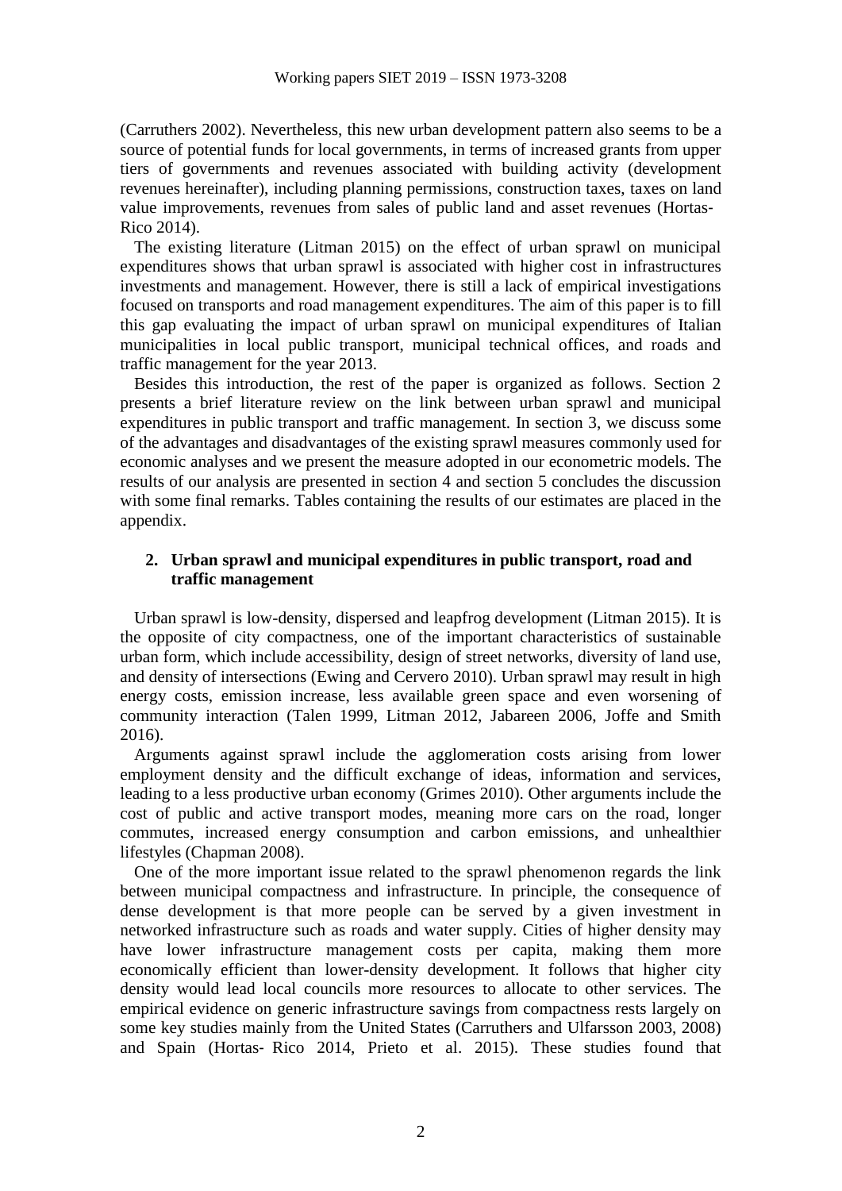(Carruthers 2002). Nevertheless, this new urban development pattern also seems to be a source of potential funds for local governments, in terms of increased grants from upper tiers of governments and revenues associated with building activity (development revenues hereinafter), including planning permissions, construction taxes, taxes on land value improvements, revenues from sales of public land and asset revenues (Hortas-Rico 2014).

The existing literature (Litman 2015) on the effect of urban sprawl on municipal expenditures shows that urban sprawl is associated with higher cost in infrastructures investments and management. However, there is still a lack of empirical investigations focused on transports and road management expenditures. The aim of this paper is to fill this gap evaluating the impact of urban sprawl on municipal expenditures of Italian municipalities in local public transport, municipal technical offices, and roads and traffic management for the year 2013.

Besides this introduction, the rest of the paper is organized as follows. Section 2 presents a brief literature review on the link between urban sprawl and municipal expenditures in public transport and traffic management. In section 3, we discuss some of the advantages and disadvantages of the existing sprawl measures commonly used for economic analyses and we present the measure adopted in our econometric models. The results of our analysis are presented in section 4 and section 5 concludes the discussion with some final remarks. Tables containing the results of our estimates are placed in the appendix.

## 2. Urban sprawl and municipal expenditures in public transport, road and traffic management

Urban sprawl is low-density, dispersed and leapfrog development (Litman 2015). It is the opposite of city compactness, one of the important characteristics of sustainable urban form, which include accessibility, design of street networks, diversity of land use, and density of intersections (Ewing and Cervero 2010). Urban sprawl may result in high energy costs, emission increase, less available green space and even worsening of community interaction (Talen 1999, Litman 2012, Jabareen 2006, Joffe and Smith 2016).

Arguments against sprawl include the agglomeration costs arising from lower employment density and the difficult exchange of ideas, information and services, leading to a less productive urban economy (Grimes 2010). Other arguments include the cost of public and active transport modes, meaning more cars on the road, longer commutes, increased energy consumption and carbon emissions, and unhealthier lifestyles (Chapman 2008).

One of the more important issue related to the sprawl phenomenon regards the link between municipal compactness and infrastructure. In principle, the consequence of dense development is that more people can be served by a given investment in networked infrastructure such as roads and water supply. Cities of higher density may have lower infrastructure management costs per capita, making them more economically efficient than lower-density development. It follows that higher city density would lead local councils more resources to allocate to other services. The empirical evidence on generic infrastructure savings from compactness rests largely on some key studies mainly from the United States (Carruthers and Ulfarsson 2003, 2008) and Spain (Hortas- Rico 2014, Prieto et al. 2015). These studies found that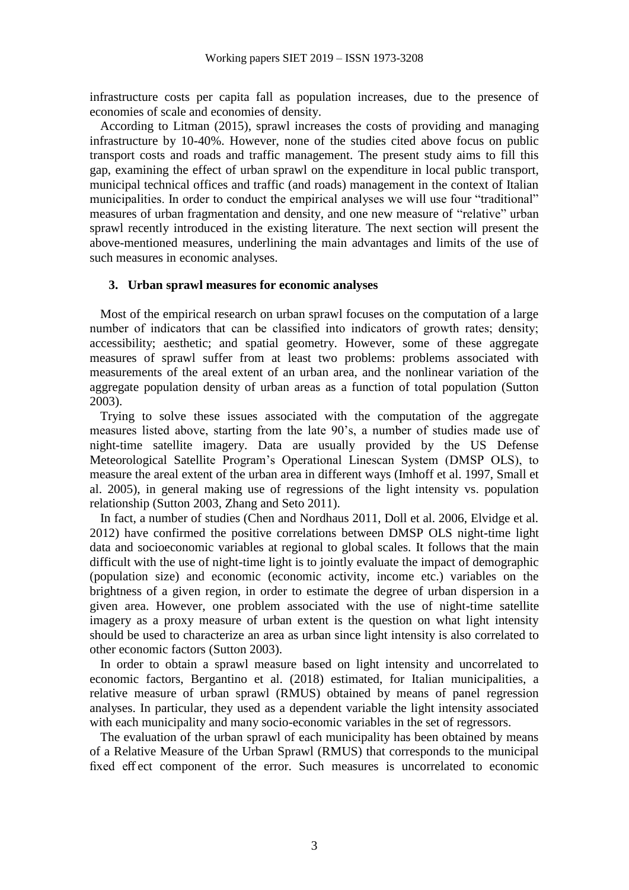infrastructure costs per capita fall as population increases, due to the presence of economies of scale and economies of density.

According to Litman (2015), sprawl increases the costs of providing and managing infrastructure by 10-40%. However, none of the studies cited above focus on public transport costs and roads and traffic management. The present study aims to fill this gap, examining the effect of urban sprawl on the expenditure in local public transport, municipal technical offices and traffic (and roads) management in the context of Italian municipalities. In order to conduct the empirical analyses we will use four "traditional" measures of urban fragmentation and density, and one new measure of "relative" urban sprawl recently introduced in the existing literature. The next section will present the above-mentioned measures, underlining the main advantages and limits of the use of such measures in economic analyses.

### 3. Urban sprawl measures for economic analyses

Most of the empirical research on urban sprawl focuses on the computation of a large number of indicators that can be classified into indicators of growth rates; density; accessibility; aesthetic; and spatial geometry. However, some of these aggregate measures of sprawl suffer from at least two problems: problems associated with measurements of the areal extent of an urban area, and the nonlinear variation of the aggregate population density of urban areas as a function of total population (Sutton 2003).

Trying to solve these issues associated with the computation of the aggregate measures listed above, starting from the late 90's, a number of studies made use of night-time satellite imagery. Data are usually provided by the US Defense Meteorological Satellite Program's Operational Linescan System (DMSP OLS), to measure the areal extent of the urban area in different ways (Imhoff et al. 1997, Small et al. 2005), in general making use of regressions of the light intensity vs. population relationship (Sutton 2003, Zhang and Seto 2011).

In fact, a number of studies (Chen and Nordhaus 2011, Doll et al. 2006, Elvidge et al. 2012) have confirmed the positive correlations between DMSP OLS night-time light data and socioeconomic variables at regional to global scales. It follows that the main difficult with the use of night-time light is to jointly evaluate the impact of demographic (population size) and economic (economic activity, income etc.) variables on the brightness of a given region, in order to estimate the degree of urban dispersion in a given area. However, one problem associated with the use of night-time satellite imagery as a proxy measure of urban extent is the question on what light intensity should be used to characterize an area as urban since light intensity is also correlated to other economic factors (Sutton 2003).

In order to obtain a sprawl measure based on light intensity and uncorrelated to economic factors, Bergantino et al. (2018) estimated, for Italian municipalities, a relative measure of urban sprawl (RMUS) obtained by means of panel regression analyses. In particular, they used as a dependent variable the light intensity associated with each municipality and many socio-economic variables in the set of regressors.

The evaluation of the urban sprawl of each municipality has been obtained by means of a Relative Measure of the Urban Sprawl (RMUS) that corresponds to the municipal fixed effect component of the error. Such measures is uncorrelated to economic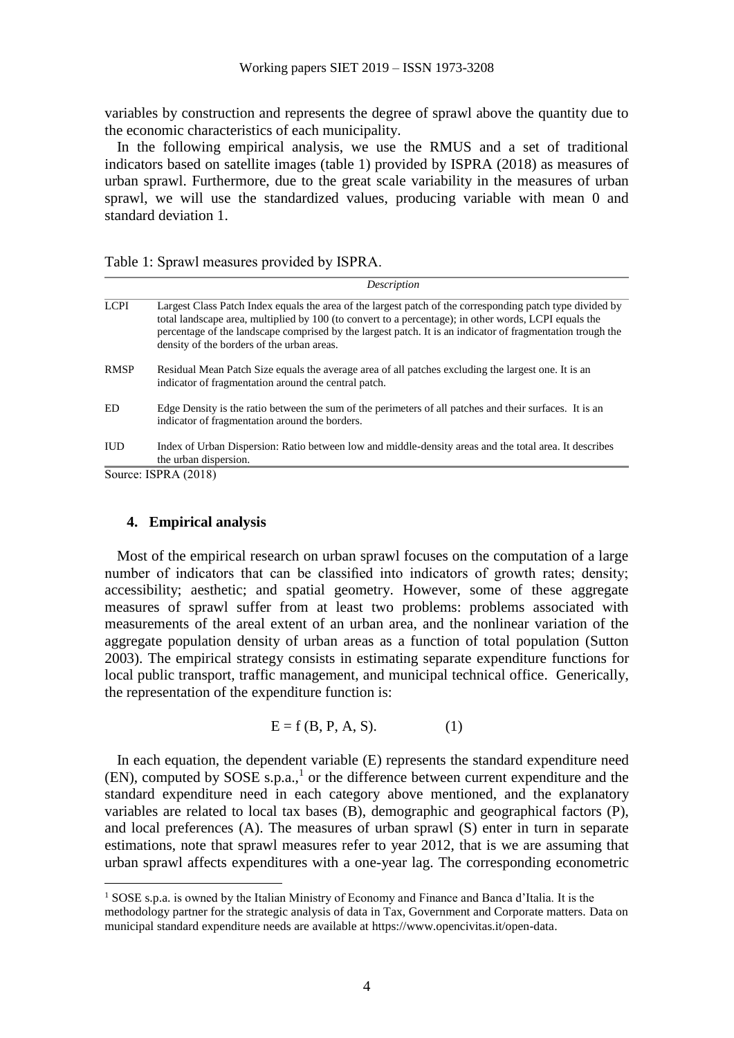variables by construction and represents the degree of sprawl above the quantity due to the economic characteristics of each municipality.

In the following empirical analysis, we use the RMUS and a set of traditional indicators based on satellite images (table 1) provided by ISPRA (2018) as measures of urban sprawl. Furthermore, due to the great scale variability in the measures of urban sprawl, we will use the standardized values, producing variable with mean 0 and standard deviation 1.

Table 1: Sprawl measures provided by ISPRA.

| | *Description* |
|---|---|
| LCPI | Largest Class Patch Index equals the area of the largest patch of the corresponding patch type divided by total landscape area, multiplied by 100 (to convert to a percentage); in other words, LCPI equals the percentage of the landscape comprised by the largest patch. It is an indicator of fragmentation trough the density of the borders of the urban areas. |
| RMSP | Residual Mean Patch Size equals the average area of all patches excluding the largest one. It is an indicator of fragmentation around the central patch. |
| ED | Edge Density is the ratio between the sum of the perimeters of all patches and their surfaces. It is an indicator of fragmentation around the borders. |
| IUD | Index of Urban Dispersion: Ratio between low and middle-density areas and the total area. It describes the urban dispersion. |

Source: ISPRA (2018)

## 4. Empirical analysis

Most of the empirical research on urban sprawl focuses on the computation of a large number of indicators that can be classified into indicators of growth rates; density; accessibility; aesthetic; and spatial geometry. However, some of these aggregate measures of sprawl suffer from at least two problems: problems associated with measurements of the areal extent of an urban area, and the nonlinear variation of the aggregate population density of urban areas as a function of total population (Sutton 2003). The empirical strategy consists in estimating separate expenditure functions for local public transport, traffic management, and municipal technical office. Generically, the representation of the expenditure function is:

$$E = f(B, P, A, S). \qquad (1)$$

In each equation, the dependent variable (E) represents the standard expenditure need (EN), computed by SOSE s.p.a.,[1] or the difference between current expenditure and the standard expenditure need in each category above mentioned, and the explanatory variables are related to local tax bases (B), demographic and geographical factors (P), and local preferences (A). The measures of urban sprawl (S) enter in turn in separate estimations, note that sprawl measures refer to year 2012, that is we are assuming that urban sprawl affects expenditures with a one-year lag. The corresponding econometric

[1] SOSE s.p.a. is owned by the Italian Ministry of Economy and Finance and Banca d'Italia. It is the methodology partner for the strategic analysis of data in Tax, Government and Corporate matters. Data on municipal standard expenditure needs are available at https://www.opencivitas.it/open-data.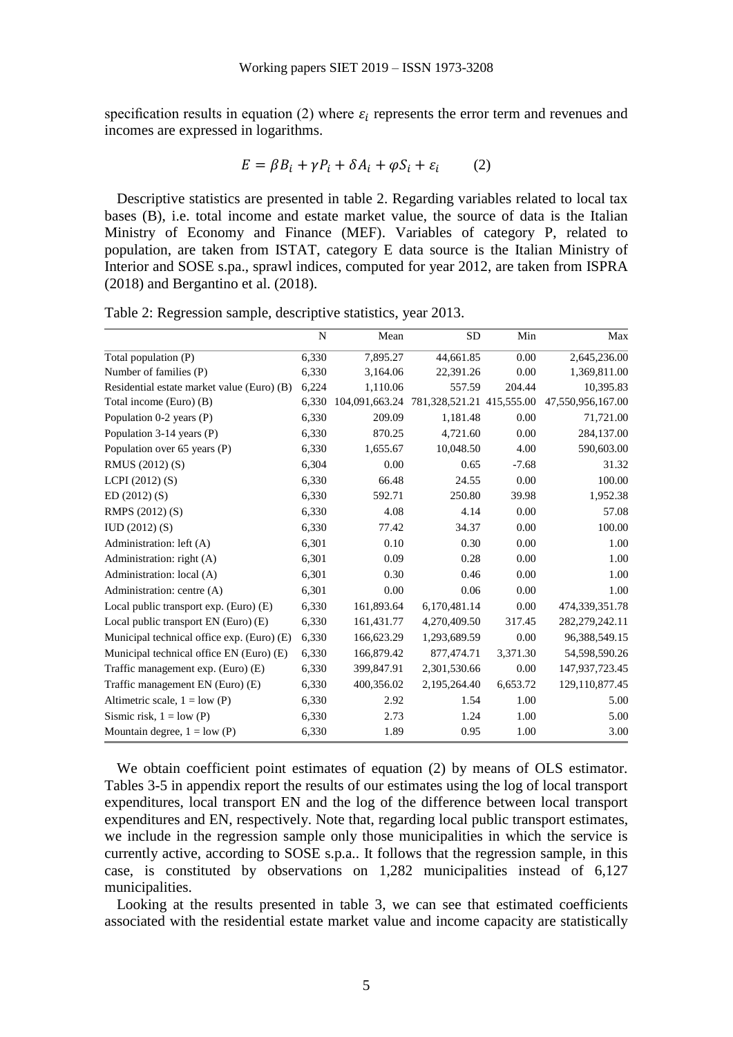specification results in equation (2) where $\varepsilon_i$ represents the error term and revenues and incomes are expressed in logarithms.

$$E = \beta B_i + \gamma P_i + \delta A_i + \varphi S_i + \varepsilon_i \qquad (2)$$

Descriptive statistics are presented in table 2. Regarding variables related to local tax bases (B), i.e. total income and estate market value, the source of data is the Italian Ministry of Economy and Finance (MEF). Variables of category P, related to population, are taken from ISTAT, category E data source is the Italian Ministry of Interior and SOSE s.pa., sprawl indices, computed for year 2012, are taken from ISPRA (2018) and Bergantino et al. (2018).

Table 2: Regression sample, descriptive statistics, year 2013.

| | N | Mean | SD | Min | Max |
|---|---|---|---|---|---|
| Total population (P) | 6,330 | 7,895.27 | 44,661.85 | 0.00 | 2,645,236.00 |
| Number of families (P) | 6,330 | 3,164.06 | 22,391.26 | 0.00 | 1,369,811.00 |
| Residential estate market value (Euro) (B) | 6,224 | 1,110.06 | 557.59 | 204.44 | 10,395.83 |
| Total income (Euro) (B) | 6,330 | 104,091,663.24 | 781,328,521.21 | 415,555.00 | 47,550,956,167.00 |
| Population 0-2 years (P) | 6,330 | 209.09 | 1,181.48 | 0.00 | 71,721.00 |
| Population 3-14 years (P) | 6,330 | 870.25 | 4,721.60 | 0.00 | 284,137.00 |
| Population over 65 years (P) | 6,330 | 1,655.67 | 10,048.50 | 4.00 | 590,603.00 |
| RMUS (2012) (S) | 6,304 | 0.00 | 0.65 | -7.68 | 31.32 |
| LCPI (2012) (S) | 6,330 | 66.48 | 24.55 | 0.00 | 100.00 |
| ED (2012) (S) | 6,330 | 592.71 | 250.80 | 39.98 | 1,952.38 |
| RMPS (2012) (S) | 6,330 | 4.08 | 4.14 | 0.00 | 57.08 |
| IUD (2012) (S) | 6,330 | 77.42 | 34.37 | 0.00 | 100.00 |
| Administration: left (A) | 6,301 | 0.10 | 0.30 | 0.00 | 1.00 |
| Administration: right (A) | 6,301 | 0.09 | 0.28 | 0.00 | 1.00 |
| Administration: local (A) | 6,301 | 0.30 | 0.46 | 0.00 | 1.00 |
| Administration: centre (A) | 6,301 | 0.00 | 0.06 | 0.00 | 1.00 |
| Local public transport exp. (Euro) (E) | 6,330 | 161,893.64 | 6,170,481.14 | 0.00 | 474,339,351.78 |
| Local public transport EN (Euro) (E) | 6,330 | 161,431.77 | 4,270,409.50 | 317.45 | 282,279,242.11 |
| Municipal technical office exp. (Euro) (E) | 6,330 | 166,623.29 | 1,293,689.59 | 0.00 | 96,388,549.15 |
| Municipal technical office EN (Euro) (E) | 6,330 | 166,879.42 | 877,474.71 | 3,371.30 | 54,598,590.26 |
| Traffic management exp. (Euro) (E) | 6,330 | 399,847.91 | 2,301,530.66 | 0.00 | 147,937,723.45 |
| Traffic management EN (Euro) (E) | 6,330 | 400,356.02 | 2,195,264.40 | 6,653.72 | 129,110,877.45 |
| Altimetric scale, 1 = low (P) | 6,330 | 2.92 | 1.54 | 1.00 | 5.00 |
| Sismic risk, 1 = low (P) | 6,330 | 2.73 | 1.24 | 1.00 | 5.00 |
| Mountain degree, 1 = low (P) | 6,330 | 1.89 | 0.95 | 1.00 | 3.00 |

We obtain coefficient point estimates of equation (2) by means of OLS estimator. Tables 3-5 in appendix report the results of our estimates using the log of local transport expenditures, local transport EN and the log of the difference between local transport expenditures and EN, respectively. Note that, regarding local public transport estimates, we include in the regression sample only those municipalities in which the service is currently active, according to SOSE s.p.a.. It follows that the regression sample, in this case, is constituted by observations on 1,282 municipalities instead of 6,127 municipalities.

Looking at the results presented in table 3, we can see that estimated coefficients associated with the residential estate market value and income capacity are statistically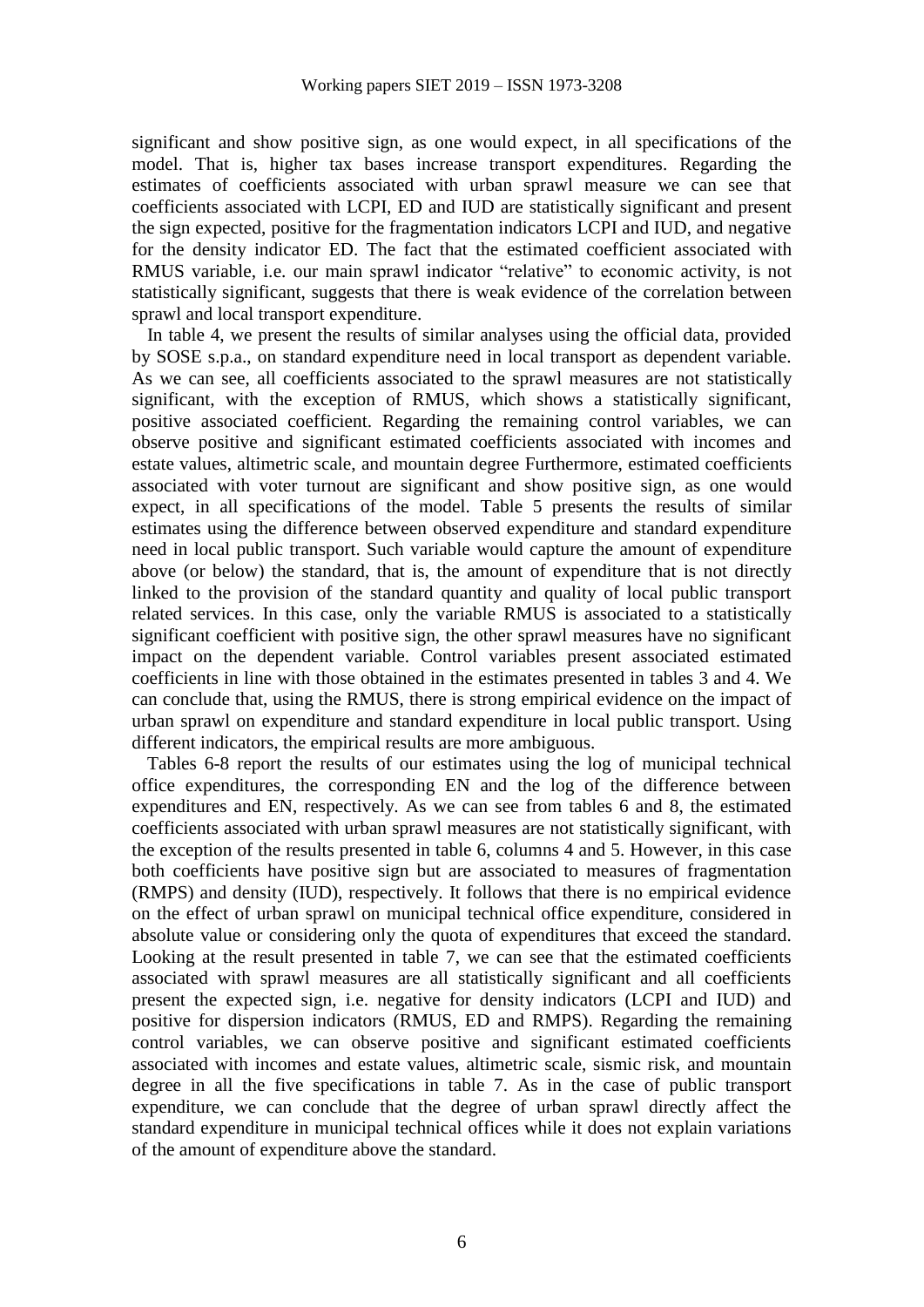significant and show positive sign, as one would expect, in all specifications of the model. That is, higher tax bases increase transport expenditures. Regarding the estimates of coefficients associated with urban sprawl measure we can see that coefficients associated with LCPI, ED and IUD are statistically significant and present the sign expected, positive for the fragmentation indicators LCPI and IUD, and negative for the density indicator ED. The fact that the estimated coefficient associated with RMUS variable, i.e. our main sprawl indicator "relative" to economic activity, is not statistically significant, suggests that there is weak evidence of the correlation between sprawl and local transport expenditure.

In table 4, we present the results of similar analyses using the official data, provided by SOSE s.p.a., on standard expenditure need in local transport as dependent variable. As we can see, all coefficients associated to the sprawl measures are not statistically significant, with the exception of RMUS, which shows a statistically significant, positive associated coefficient. Regarding the remaining control variables, we can observe positive and significant estimated coefficients associated with incomes and estate values, altimetric scale, and mountain degree Furthermore, estimated coefficients associated with voter turnout are significant and show positive sign, as one would expect, in all specifications of the model. Table 5 presents the results of similar estimates using the difference between observed expenditure and standard expenditure need in local public transport. Such variable would capture the amount of expenditure above (or below) the standard, that is, the amount of expenditure that is not directly linked to the provision of the standard quantity and quality of local public transport related services. In this case, only the variable RMUS is associated to a statistically significant coefficient with positive sign, the other sprawl measures have no significant impact on the dependent variable. Control variables present associated estimated coefficients in line with those obtained in the estimates presented in tables 3 and 4. We can conclude that, using the RMUS, there is strong empirical evidence on the impact of urban sprawl on expenditure and standard expenditure in local public transport. Using different indicators, the empirical results are more ambiguous.

Tables 6-8 report the results of our estimates using the log of municipal technical office expenditures, the corresponding EN and the log of the difference between expenditures and EN, respectively. As we can see from tables 6 and 8, the estimated coefficients associated with urban sprawl measures are not statistically significant, with the exception of the results presented in table 6, columns 4 and 5. However, in this case both coefficients have positive sign but are associated to measures of fragmentation (RMPS) and density (IUD), respectively. It follows that there is no empirical evidence on the effect of urban sprawl on municipal technical office expenditure, considered in absolute value or considering only the quota of expenditures that exceed the standard. Looking at the result presented in table 7, we can see that the estimated coefficients associated with sprawl measures are all statistically significant and all coefficients present the expected sign, i.e. negative for density indicators (LCPI and IUD) and positive for dispersion indicators (RMUS, ED and RMPS). Regarding the remaining control variables, we can observe positive and significant estimated coefficients associated with incomes and estate values, altimetric scale, sismic risk, and mountain degree in all the five specifications in table 7. As in the case of public transport expenditure, we can conclude that the degree of urban sprawl directly affect the standard expenditure in municipal technical offices while it does not explain variations of the amount of expenditure above the standard.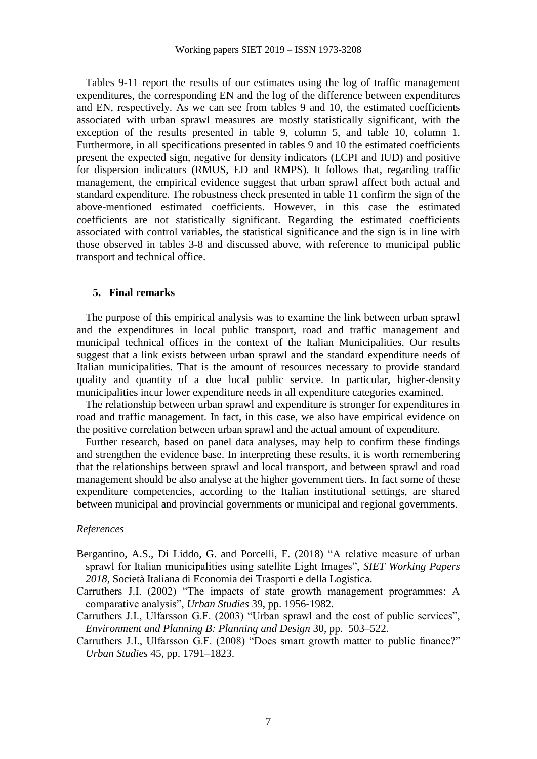Tables 9-11 report the results of our estimates using the log of traffic management expenditures, the corresponding EN and the log of the difference between expenditures and EN, respectively. As we can see from tables 9 and 10, the estimated coefficients associated with urban sprawl measures are mostly statistically significant, with the exception of the results presented in table 9, column 5, and table 10, column 1. Furthermore, in all specifications presented in tables 9 and 10 the estimated coefficients present the expected sign, negative for density indicators (LCPI and IUD) and positive for dispersion indicators (RMUS, ED and RMPS). It follows that, regarding traffic management, the empirical evidence suggest that urban sprawl affect both actual and standard expenditure. The robustness check presented in table 11 confirm the sign of the above-mentioned estimated coefficients. However, in this case the estimated coefficients are not statistically significant. Regarding the estimated coefficients associated with control variables, the statistical significance and the sign is in line with those observed in tables 3-8 and discussed above, with reference to municipal public transport and technical office.

## 5. Final remarks

The purpose of this empirical analysis was to examine the link between urban sprawl and the expenditures in local public transport, road and traffic management and municipal technical offices in the context of the Italian Municipalities. Our results suggest that a link exists between urban sprawl and the standard expenditure needs of Italian municipalities. That is the amount of resources necessary to provide standard quality and quantity of a due local public service. In particular, higher-density municipalities incur lower expenditure needs in all expenditure categories examined.

The relationship between urban sprawl and expenditure is stronger for expenditures in road and traffic management. In fact, in this case, we also have empirical evidence on the positive correlation between urban sprawl and the actual amount of expenditure.

Further research, based on panel data analyses, may help to confirm these findings and strengthen the evidence base. In interpreting these results, it is worth remembering that the relationships between sprawl and local transport, and between sprawl and road management should be also analyse at the higher government tiers. In fact some of these expenditure competencies, according to the Italian institutional settings, are shared between municipal and provincial governments or municipal and regional governments.

*References*

Bergantino, A.S., Di Liddo, G. and Porcelli, F. (2018) "A relative measure of urban sprawl for Italian municipalities using satellite Light Images", *SIET Working Papers 2018*, Società Italiana di Economia dei Trasporti e della Logistica.

Carruthers J.I. (2002) "The impacts of state growth management programmes: A comparative analysis", *Urban Studies* 39, pp. 1956-1982.

Carruthers J.I., Ulfarsson G.F. (2003) "Urban sprawl and the cost of public services", *Environment and Planning B: Planning and Design* 30, pp. 503–522.

Carruthers J.I., Ulfarsson G.F. (2008) "Does smart growth matter to public finance?" *Urban Studies* 45, pp. 1791–1823.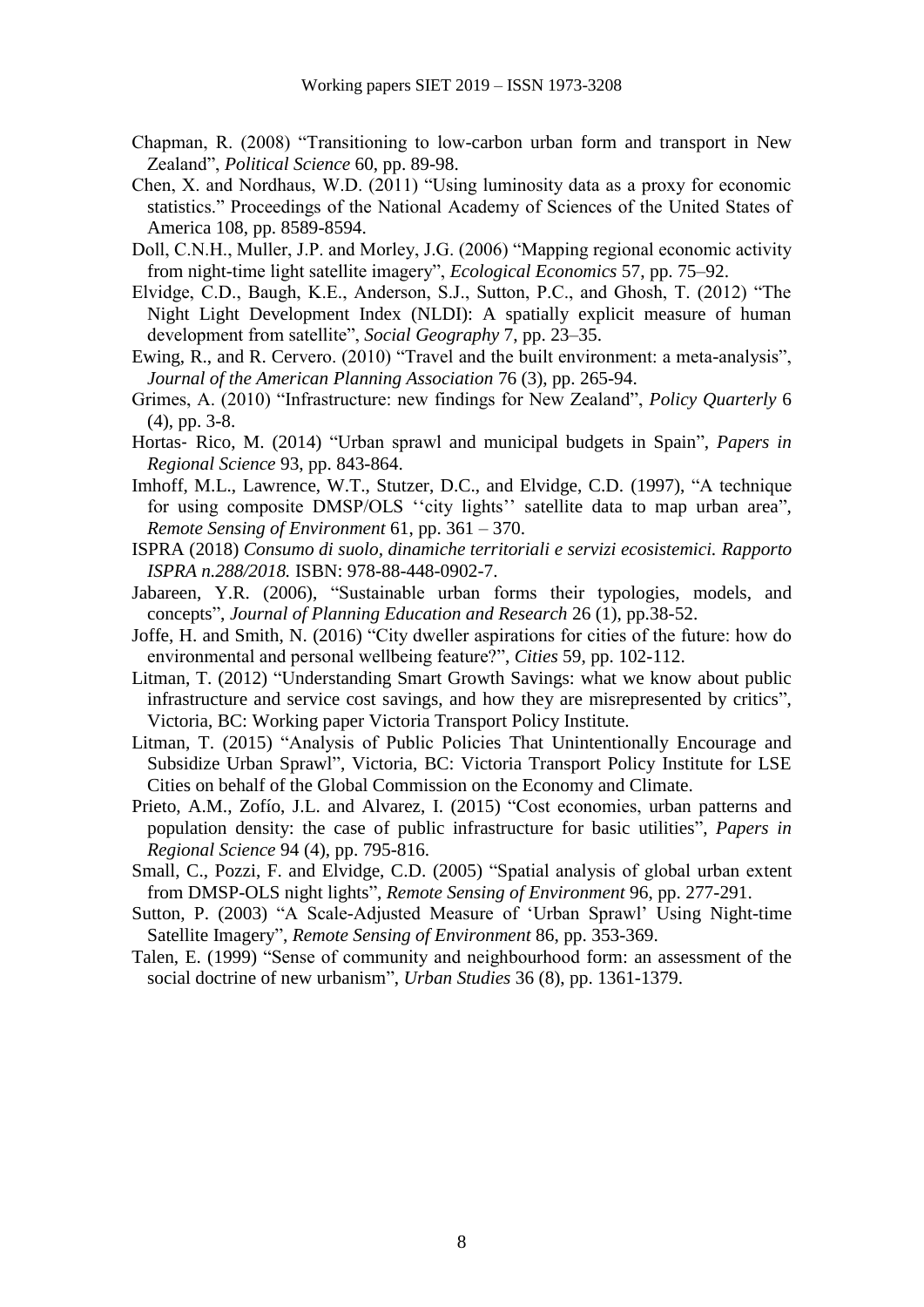Chapman, R. (2008) "Transitioning to low-carbon urban form and transport in New Zealand", *Political Science* 60, pp. 89-98.

Chen, X. and Nordhaus, W.D. (2011) "Using luminosity data as a proxy for economic statistics." Proceedings of the National Academy of Sciences of the United States of America 108, pp. 8589-8594.

Doll, C.N.H., Muller, J.P. and Morley, J.G. (2006) "Mapping regional economic activity from night-time light satellite imagery", *Ecological Economics* 57, pp. 75–92.

Elvidge, C.D., Baugh, K.E., Anderson, S.J., Sutton, P.C., and Ghosh, T. (2012) "The Night Light Development Index (NLDI): A spatially explicit measure of human development from satellite", *Social Geography* 7, pp. 23–35.

Ewing, R., and R. Cervero. (2010) "Travel and the built environment: a meta-analysis", *Journal of the American Planning Association* 76 (3), pp. 265-94.

Grimes, A. (2010) "Infrastructure: new findings for New Zealand", *Policy Quarterly* 6 (4), pp. 3-8.

Hortas- Rico, M. (2014) "Urban sprawl and municipal budgets in Spain", *Papers in Regional Science* 93, pp. 843-864.

Imhoff, M.L., Lawrence, W.T., Stutzer, D.C., and Elvidge, C.D. (1997), "A technique for using composite DMSP/OLS ''city lights'' satellite data to map urban area", *Remote Sensing of Environment* 61, pp. 361 – 370.

ISPRA (2018) *Consumo di suolo, dinamiche territoriali e servizi ecosistemici. Rapporto ISPRA n.288/2018.* ISBN: 978-88-448-0902-7.

Jabareen, Y.R. (2006), "Sustainable urban forms their typologies, models, and concepts", *Journal of Planning Education and Research* 26 (1), pp.38-52.

Joffe, H. and Smith, N. (2016) "City dweller aspirations for cities of the future: how do environmental and personal wellbeing feature?", *Cities* 59, pp. 102-112.

Litman, T. (2012) "Understanding Smart Growth Savings: what we know about public infrastructure and service cost savings, and how they are misrepresented by critics", Victoria, BC: Working paper Victoria Transport Policy Institute.

Litman, T. (2015) "Analysis of Public Policies That Unintentionally Encourage and Subsidize Urban Sprawl", Victoria, BC: Victoria Transport Policy Institute for LSE Cities on behalf of the Global Commission on the Economy and Climate.

Prieto, A.M., Zofío, J.L. and Alvarez, I. (2015) "Cost economies, urban patterns and population density: the case of public infrastructure for basic utilities", *Papers in Regional Science* 94 (4), pp. 795-816.

Small, C., Pozzi, F. and Elvidge, C.D. (2005) "Spatial analysis of global urban extent from DMSP-OLS night lights", *Remote Sensing of Environment* 96, pp. 277-291.

Sutton, P. (2003) "A Scale-Adjusted Measure of 'Urban Sprawl' Using Night-time Satellite Imagery", *Remote Sensing of Environment* 86, pp. 353-369.

Talen, E. (1999) "Sense of community and neighbourhood form: an assessment of the social doctrine of new urbanism", *Urban Studies* 36 (8), pp. 1361-1379.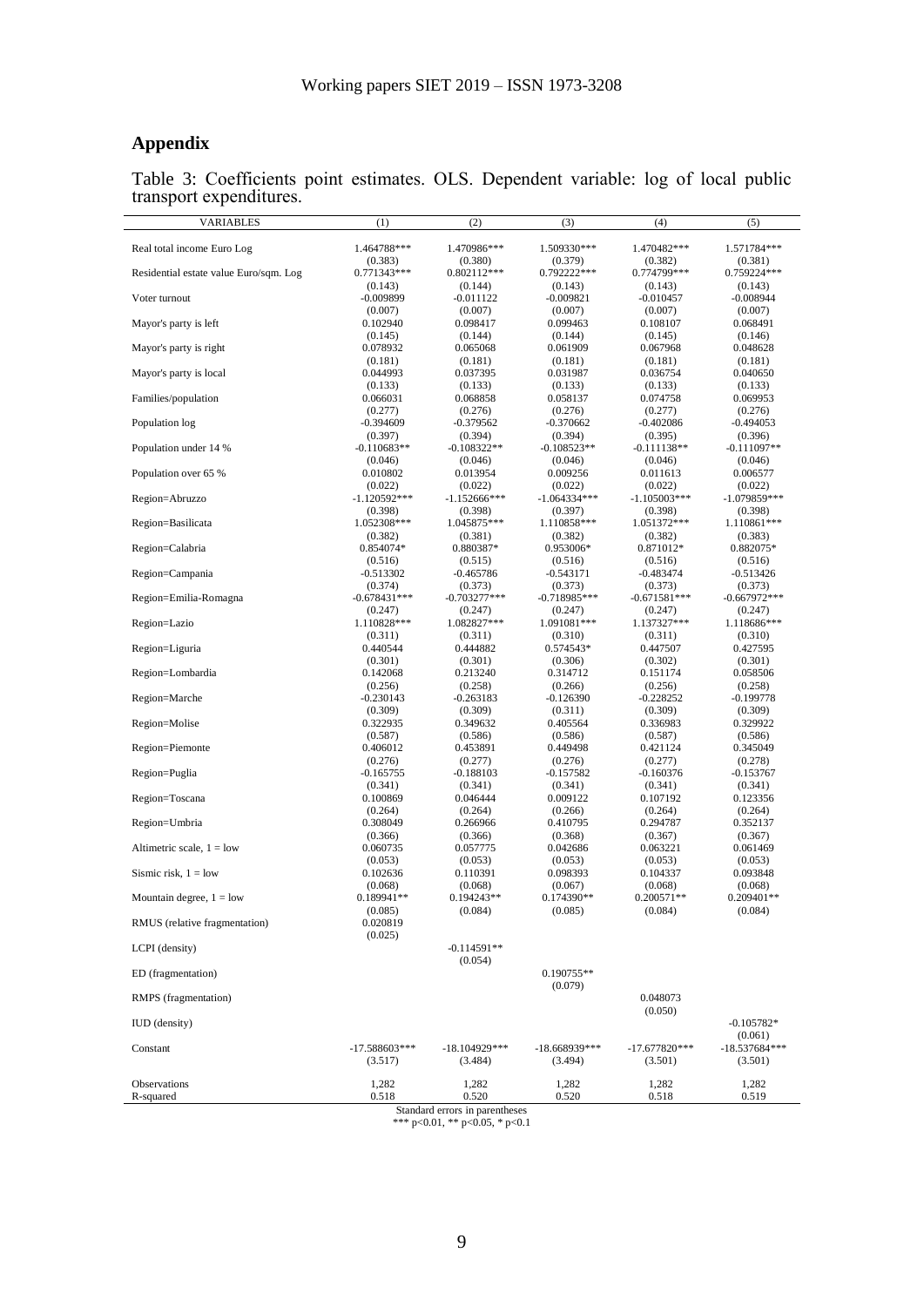## Appendix

Table 3: Coefficients point estimates. OLS. Dependent variable: log of local public transport expenditures.

| VARIABLES | (1) | (2) | (3) | (4) | (5) |
|---|---|---|---|---|---|
| Real total income Euro Log | 1.464788*** | 1.470986*** | 1.509330*** | 1.470482*** | 1.571784*** |
| | (0.383) | (0.380) | (0.379) | (0.382) | (0.381) |
| Residential estate value Euro/sqm. Log | 0.771343*** | 0.802112*** | 0.792222*** | 0.774799*** | 0.759224*** |
| | (0.143) | (0.144) | (0.143) | (0.143) | (0.143) |
| Voter turnout | -0.009899 | -0.011122 | -0.009821 | -0.010457 | -0.008944 |
| | (0.007) | (0.007) | (0.007) | (0.007) | (0.007) |
| Mayor's party is left | 0.102940 | 0.098417 | 0.099463 | 0.108107 | 0.068491 |
| | (0.145) | (0.144) | (0.144) | (0.145) | (0.146) |
| Mayor's party is right | 0.078932 | 0.065068 | 0.061909 | 0.067968 | 0.048628 |
| | (0.181) | (0.181) | (0.181) | (0.181) | (0.181) |
| Mayor's party is local | 0.044993 | 0.037395 | 0.031987 | 0.036754 | 0.040650 |
| | (0.133) | (0.133) | (0.133) | (0.133) | (0.133) |
| Families/population | 0.066031 | 0.068858 | 0.058137 | 0.074758 | 0.069953 |
| | (0.277) | (0.276) | (0.276) | (0.277) | (0.276) |
| Population log | -0.394609 | -0.379562 | -0.370662 | -0.402086 | -0.494053 |
| | (0.397) | (0.394) | (0.394) | (0.395) | (0.396) |
| Population under 14 % | -0.110683** | -0.108322** | -0.108523** | -0.111138** | -0.111097** |
| | (0.046) | (0.046) | (0.046) | (0.046) | (0.046) |
| Population over 65 % | 0.010802 | 0.013954 | 0.009256 | 0.011613 | 0.006577 |
| | (0.022) | (0.022) | (0.022) | (0.022) | (0.022) |
| Region=Abruzzo | -1.120592*** | -1.152666*** | -1.064334*** | -1.105003*** | -1.079859*** |
| | (0.398) | (0.398) | (0.397) | (0.398) | (0.398) |
| Region=Basilicata | 1.052308*** | 1.045875*** | 1.110858*** | 1.051372*** | 1.110861*** |
| | (0.382) | (0.381) | (0.382) | (0.382) | (0.383) |
| Region=Calabria | 0.854074* | 0.880387* | 0.953006* | 0.871012* | 0.882075* |
| | (0.516) | (0.515) | (0.516) | (0.516) | (0.516) |
| Region=Campania | -0.513302 | -0.465786 | -0.543171 | -0.483474 | -0.513426 |
| | (0.374) | (0.373) | (0.373) | (0.373) | (0.373) |
| Region=Emilia-Romagna | -0.678431*** | -0.703277*** | -0.718985*** | -0.671581*** | -0.667972*** |
| | (0.247) | (0.247) | (0.247) | (0.247) | (0.247) |
| Region=Lazio | 1.110828*** | 1.082827*** | 1.091081*** | 1.137327*** | 1.118686*** |
| | (0.311) | (0.311) | (0.310) | (0.311) | (0.310) |
| Region=Liguria | 0.440544 | 0.444882 | 0.574543* | 0.447507 | 0.427595 |
| | (0.301) | (0.301) | (0.306) | (0.302) | (0.301) |
| Region=Lombardia | 0.142068 | 0.213240 | 0.314712 | 0.151174 | 0.058506 |
| | (0.256) | (0.258) | (0.266) | (0.256) | (0.258) |
| Region=Marche | -0.230143 | -0.263183 | -0.126390 | -0.228252 | -0.199778 |
| | (0.309) | (0.309) | (0.311) | (0.309) | (0.309) |
| Region=Molise | 0.322935 | 0.349632 | 0.405564 | 0.336983 | 0.329922 |
| | (0.587) | (0.586) | (0.586) | (0.587) | (0.586) |
| Region=Piemonte | 0.406012 | 0.453891 | 0.449498 | 0.421124 | 0.345049 |
| | (0.276) | (0.277) | (0.276) | (0.277) | (0.278) |
| Region=Puglia | -0.165755 | -0.188103 | -0.157582 | -0.160376 | -0.153767 |
| | (0.341) | (0.341) | (0.341) | (0.341) | (0.341) |
| Region=Toscana | 0.100869 | 0.046444 | 0.009122 | 0.107192 | 0.123356 |
| | (0.264) | (0.264) | (0.266) | (0.264) | (0.264) |
| Region=Umbria | 0.308049 | 0.266966 | 0.410795 | 0.294787 | 0.352137 |
| | (0.366) | (0.366) | (0.368) | (0.367) | (0.367) |
| Altimetric scale, 1 = low | 0.060735 | 0.057775 | 0.042686 | 0.063221 | 0.061469 |
| | (0.053) | (0.053) | (0.053) | (0.053) | (0.053) |
| Sismic risk, 1 = low | 0.102636 | 0.110391 | 0.098393 | 0.104337 | 0.093848 |
| | (0.068) | (0.068) | (0.067) | (0.068) | (0.068) |
| Mountain degree, 1 = low | 0.189941** | 0.194243** | 0.174390** | 0.200571** | 0.209401** |
| | (0.085) | (0.084) | (0.085) | (0.084) | (0.084) |
| RMUS (relative fragmentation) | 0.020819 | | | | |
| | (0.025) | | | | |
| LCPI (density) | | -0.114591** | | | |
| | | (0.054) | | | |
| ED (fragmentation) | | | 0.190755** | | |
| | | | (0.079) | | |
| RMPS (fragmentation) | | | | 0.048073 | |
| | | | | (0.050) | |
| IUD (density) | | | | | -0.105782* |
| | | | | | (0.061) |
| Constant | -17.588603*** | -18.104929*** | -18.668939*** | -17.677820*** | -18.537684*** |
| | (3.517) | (3.484) | (3.494) | (3.501) | (3.501) |
| Observations | 1,282 | 1,282 | 1,282 | 1,282 | 1,282 |
| R-squared | 0.518 | 0.520 | 0.520 | 0.518 | 0.519 |

Standard errors in parentheses

*** p<0.01, ** p<0.05, * p<0.1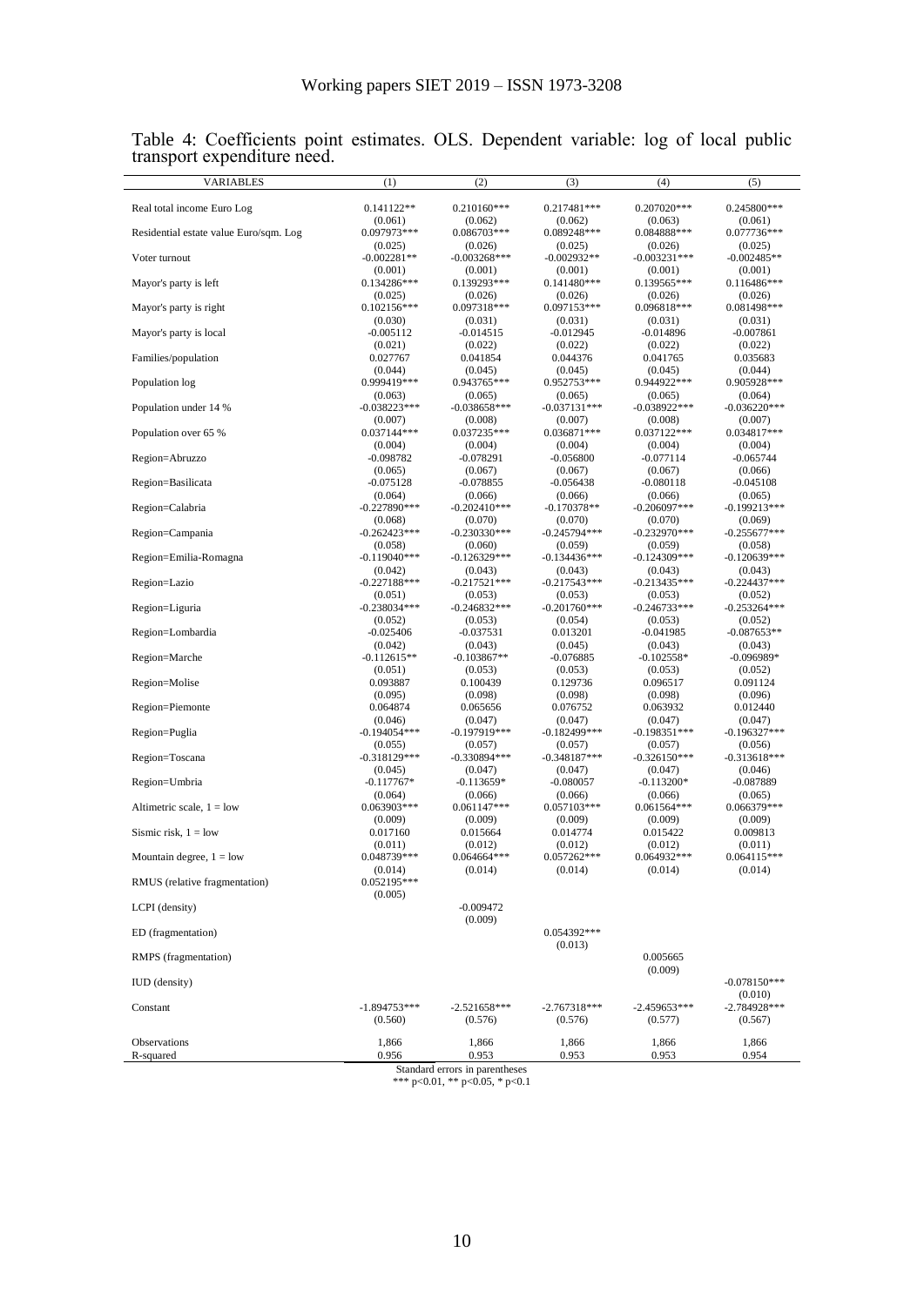Table 4: Coefficients point estimates. OLS. Dependent variable: log of local public transport expenditure need.

| VARIABLES | (1) | (2) | (3) | (4) | (5) |
|---|---|---|---|---|---|
| Real total income Euro Log | 0.141122** | 0.210160*** | 0.217481*** | 0.207020*** | 0.245800*** |
| | (0.061) | (0.062) | (0.062) | (0.063) | (0.061) |
| Residential estate value Euro/sqm. Log | 0.097973*** | 0.086703*** | 0.089248*** | 0.084888*** | 0.077736*** |
| | (0.025) | (0.026) | (0.025) | (0.026) | (0.025) |
| Voter turnout | -0.002281** | -0.003268*** | -0.002932** | -0.003231*** | -0.002485** |
| | (0.001) | (0.001) | (0.001) | (0.001) | (0.001) |
| Mayor's party is left | 0.134286*** | 0.139293*** | 0.141480*** | 0.139565*** | 0.116486*** |
| | (0.025) | (0.026) | (0.026) | (0.026) | (0.026) |
| Mayor's party is right | 0.102156*** | 0.097318*** | 0.097153*** | 0.096818*** | 0.081498*** |
| | (0.030) | (0.031) | (0.031) | (0.031) | (0.031) |
| Mayor's party is local | -0.005112 | -0.014515 | -0.012945 | -0.014896 | -0.007861 |
| | (0.021) | (0.022) | (0.022) | (0.022) | (0.022) |
| Families/population | 0.027767 | 0.041854 | 0.044376 | 0.041765 | 0.035683 |
| | (0.044) | (0.045) | (0.045) | (0.045) | (0.044) |
| Population log | 0.999419*** | 0.943765*** | 0.952753*** | 0.944922*** | 0.905928*** |
| | (0.063) | (0.065) | (0.065) | (0.065) | (0.064) |
| Population under 14 % | -0.038223*** | -0.038658*** | -0.037131*** | -0.038922*** | -0.036220*** |
| | (0.007) | (0.008) | (0.007) | (0.008) | (0.007) |
| Population over 65 % | 0.037144*** | 0.037235*** | 0.036871*** | 0.037122*** | 0.034817*** |
| | (0.004) | (0.004) | (0.004) | (0.004) | (0.004) |
| Region=Abruzzo | -0.098782 | -0.078291 | -0.056800 | -0.077114 | -0.065744 |
| | (0.065) | (0.067) | (0.067) | (0.067) | (0.066) |
| Region=Basilicata | -0.075128 | -0.078855 | -0.056438 | -0.080118 | -0.045108 |
| | (0.064) | (0.066) | (0.066) | (0.066) | (0.065) |
| Region=Calabria | -0.227890*** | -0.202410*** | -0.170378** | -0.206097*** | -0.199213*** |
| | (0.068) | (0.070) | (0.070) | (0.070) | (0.069) |
| Region=Campania | -0.262423*** | -0.230330*** | -0.245794*** | -0.232970*** | -0.255677*** |
| | (0.058) | (0.060) | (0.059) | (0.059) | (0.058) |
| Region=Emilia-Romagna | -0.119040*** | -0.126329*** | -0.134436*** | -0.124309*** | -0.120639*** |
| | (0.042) | (0.043) | (0.043) | (0.043) | (0.043) |
| Region=Lazio | -0.227188*** | -0.217521*** | -0.217543*** | -0.213435*** | -0.224437*** |
| | (0.051) | (0.053) | (0.053) | (0.053) | (0.052) |
| Region=Liguria | -0.238034*** | -0.246832*** | -0.201760*** | -0.246733*** | -0.253264*** |
| | (0.052) | (0.053) | (0.054) | (0.053) | (0.052) |
| Region=Lombardia | -0.025406 | -0.037531 | 0.013201 | -0.041985 | -0.087653** |
| | (0.042) | (0.043) | (0.045) | (0.043) | (0.043) |
| Region=Marche | -0.112615** | -0.103867** | -0.076885 | -0.102558* | -0.096989* |
| | (0.051) | (0.053) | (0.053) | (0.053) | (0.052) |
| Region=Molise | 0.093887 | 0.100439 | 0.129736 | 0.096517 | 0.091124 |
| | (0.095) | (0.098) | (0.098) | (0.098) | (0.096) |
| Region=Piemonte | 0.064874 | 0.065656 | 0.076752 | 0.063932 | 0.012440 |
| | (0.046) | (0.047) | (0.047) | (0.047) | (0.047) |
| Region=Puglia | -0.194054*** | -0.197919*** | -0.182499*** | -0.198351*** | -0.196327*** |
| | (0.055) | (0.057) | (0.057) | (0.057) | (0.056) |
| Region=Toscana | -0.318129*** | -0.330894*** | -0.348187*** | -0.326150*** | -0.313618*** |
| | (0.045) | (0.047) | (0.047) | (0.047) | (0.046) |
| Region=Umbria | -0.117767* | -0.113659* | -0.080057 | -0.113200* | -0.087889 |
| | (0.064) | (0.066) | (0.066) | (0.066) | (0.065) |
| Altimetric scale, 1 = low | 0.063903*** | 0.061147*** | 0.057103*** | 0.061564*** | 0.066379*** |
| | (0.009) | (0.009) | (0.009) | (0.009) | (0.009) |
| Sismic risk, 1 = low | 0.017160 | 0.015664 | 0.014774 | 0.015422 | 0.009813 |
| | (0.011) | (0.012) | (0.012) | (0.012) | (0.011) |
| Mountain degree, 1 = low | 0.048739*** | 0.064664*** | 0.057262*** | 0.064932*** | 0.064115*** |
| | (0.014) | (0.014) | (0.014) | (0.014) | (0.014) |
| RMUS (relative fragmentation) | 0.052195*** | | | | |
| | (0.005) | | | | |
| LCPI (density) | | -0.009472 | | | |
| | | (0.009) | | | |
| ED (fragmentation) | | | 0.054392*** | | |
| | | | (0.013) | | |
| RMPS (fragmentation) | | | | 0.005665 | |
| | | | | (0.009) | |
| IUD (density) | | | | | -0.078150*** |
| | | | | | (0.010) |
| Constant | -1.894753*** | -2.521658*** | -2.767318*** | -2.459653*** | -2.784928*** |
| | (0.560) | (0.576) | (0.576) | (0.577) | (0.567) |
| Observations | 1,866 | 1,866 | 1,866 | 1,866 | 1,866 |
| R-squared | 0.956 | 0.953 | 0.953 | 0.953 | 0.954 |

Standard errors in parentheses
*** p<0.01, ** p<0.05, * p<0.1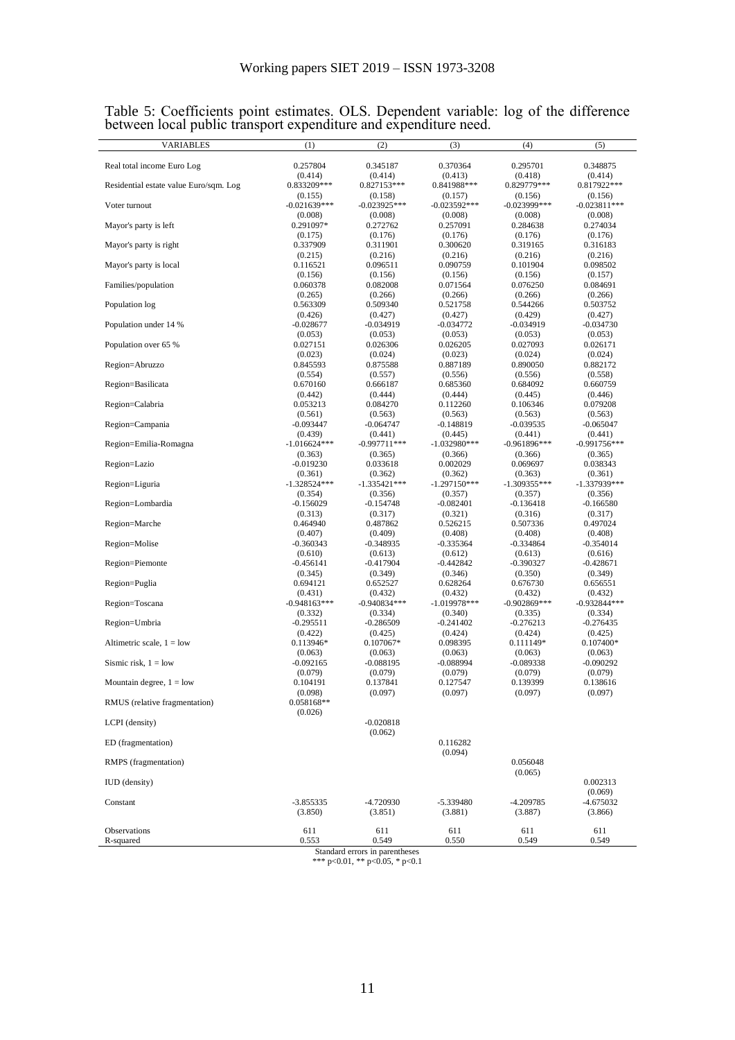Table 5: Coefficients point estimates. OLS. Dependent variable: log of the difference between local public transport expenditure and expenditure need.

| VARIABLES | (1) | (2) | (3) | (4) | (5) |
|---|---|---|---|---|---|
| Real total income Euro Log | 0.257804 | 0.345187 | 0.370364 | 0.295701 | 0.348875 |
| | (0.414) | (0.414) | (0.413) | (0.418) | (0.414) |
| Residential estate value Euro/sqm. Log | 0.833209*** | 0.827153*** | 0.841988*** | 0.829779*** | 0.817922*** |
| | (0.155) | (0.158) | (0.157) | (0.156) | (0.156) |
| Voter turnout | -0.021639*** | -0.023925*** | -0.023592*** | -0.023999*** | -0.023811*** |
| | (0.008) | (0.008) | (0.008) | (0.008) | (0.008) |
| Mayor's party is left | 0.291097* | 0.272762 | 0.257091 | 0.284638 | 0.274034 |
| | (0.175) | (0.176) | (0.176) | (0.176) | (0.176) |
| Mayor's party is right | 0.337909 | 0.311901 | 0.300620 | 0.319165 | 0.316183 |
| | (0.215) | (0.216) | (0.216) | (0.216) | (0.216) |
| Mayor's party is local | 0.116521 | 0.096511 | 0.090759 | 0.101904 | 0.098502 |
| | (0.156) | (0.156) | (0.156) | (0.156) | (0.157) |
| Families/population | 0.060378 | 0.082008 | 0.071564 | 0.076250 | 0.084691 |
| | (0.265) | (0.266) | (0.266) | (0.266) | (0.266) |
| Population log | 0.563309 | 0.509340 | 0.521758 | 0.544266 | 0.503752 |
| | (0.426) | (0.427) | (0.427) | (0.429) | (0.427) |
| Population under 14 % | -0.028677 | -0.034919 | -0.034772 | -0.034919 | -0.034730 |
| | (0.053) | (0.053) | (0.053) | (0.053) | (0.053) |
| Population over 65 % | 0.027151 | 0.026306 | 0.026205 | 0.027093 | 0.026171 |
| | (0.023) | (0.024) | (0.023) | (0.024) | (0.024) |
| Region=Abruzzo | 0.845593 | 0.875588 | 0.887189 | 0.890050 | 0.882172 |
| | (0.554) | (0.557) | (0.556) | (0.556) | (0.558) |
| Region=Basilicata | 0.670160 | 0.666187 | 0.685360 | 0.684092 | 0.660759 |
| | (0.442) | (0.444) | (0.444) | (0.445) | (0.446) |
| Region=Calabria | 0.053213 | 0.084270 | 0.112260 | 0.106346 | 0.079208 |
| | (0.561) | (0.563) | (0.563) | (0.563) | (0.563) |
| Region=Campania | -0.093447 | -0.064747 | -0.148819 | -0.039535 | -0.065047 |
| | (0.439) | (0.441) | (0.445) | (0.441) | (0.441) |
| Region=Emilia-Romagna | -1.016624*** | -0.997711*** | -1.032980*** | -0.961896*** | -0.991756*** |
| | (0.363) | (0.365) | (0.366) | (0.366) | (0.365) |
| Region=Lazio | -0.019230 | 0.033618 | 0.002029 | 0.069697 | 0.038343 |
| | (0.361) | (0.362) | (0.362) | (0.363) | (0.361) |
| Region=Liguria | -1.328524*** | -1.335421*** | -1.297150*** | -1.309355*** | -1.337939*** |
| | (0.354) | (0.356) | (0.357) | (0.357) | (0.356) |
| Region=Lombardia | -0.156029 | -0.154748 | -0.082401 | -0.136418 | -0.166580 |
| | (0.313) | (0.317) | (0.321) | (0.316) | (0.317) |
| Region=Marche | 0.464940 | 0.487862 | 0.526215 | 0.507336 | 0.497024 |
| | (0.407) | (0.409) | (0.408) | (0.408) | (0.408) |
| Region=Molise | -0.360343 | -0.348935 | -0.335364 | -0.334864 | -0.354014 |
| | (0.610) | (0.613) | (0.612) | (0.613) | (0.616) |
| Region=Piemonte | -0.456141 | -0.417904 | -0.442842 | -0.390327 | -0.428671 |
| | (0.345) | (0.349) | (0.346) | (0.350) | (0.349) |
| Region=Puglia | 0.694121 | 0.652527 | 0.628264 | 0.676730 | 0.656551 |
| | (0.431) | (0.432) | (0.432) | (0.432) | (0.432) |
| Region=Toscana | -0.948163*** | -0.940834*** | -1.019978*** | -0.902869*** | -0.932844*** |
| | (0.332) | (0.334) | (0.340) | (0.335) | (0.334) |
| Region=Umbria | -0.295511 | -0.286509 | -0.241402 | -0.276213 | -0.276435 |
| | (0.422) | (0.425) | (0.424) | (0.424) | (0.425) |
| Altimetric scale, 1 = low | 0.113946* | 0.107067* | 0.098395 | 0.111149* | 0.107400* |
| | (0.063) | (0.063) | (0.063) | (0.063) | (0.063) |
| Sismic risk, 1 = low | -0.092165 | -0.088195 | -0.088994 | -0.089338 | -0.090292 |
| | (0.079) | (0.079) | (0.079) | (0.079) | (0.079) |
| Mountain degree, 1 = low | 0.104191 | 0.137841 | 0.127547 | 0.139399 | 0.138616 |
| | (0.098) | (0.097) | (0.097) | (0.097) | (0.097) |
| RMUS (relative fragmentation) | 0.058168** | | | | |
| | (0.026) | | | | |
| LCPI (density) | | -0.020818 | | | |
| | | (0.062) | | | |
| ED (fragmentation) | | | 0.116282 | | |
| | | | (0.094) | | |
| RMPS (fragmentation) | | | | 0.056048 | |
| | | | | (0.065) | |
| IUD (density) | | | | | 0.002313 |
| | | | | | (0.069) |
| Constant | -3.855335 | -4.720930 | -5.339480 | -4.209785 | -4.675032 |
| | (3.850) | (3.851) | (3.881) | (3.887) | (3.866) |
| Observations | 611 | 611 | 611 | 611 | 611 |
| R-squared | 0.553 | 0.549 | 0.550 | 0.549 | 0.549 |

Standard errors in parentheses

*** $p<0.01$, ** $p<0.05$, * $p<0.1$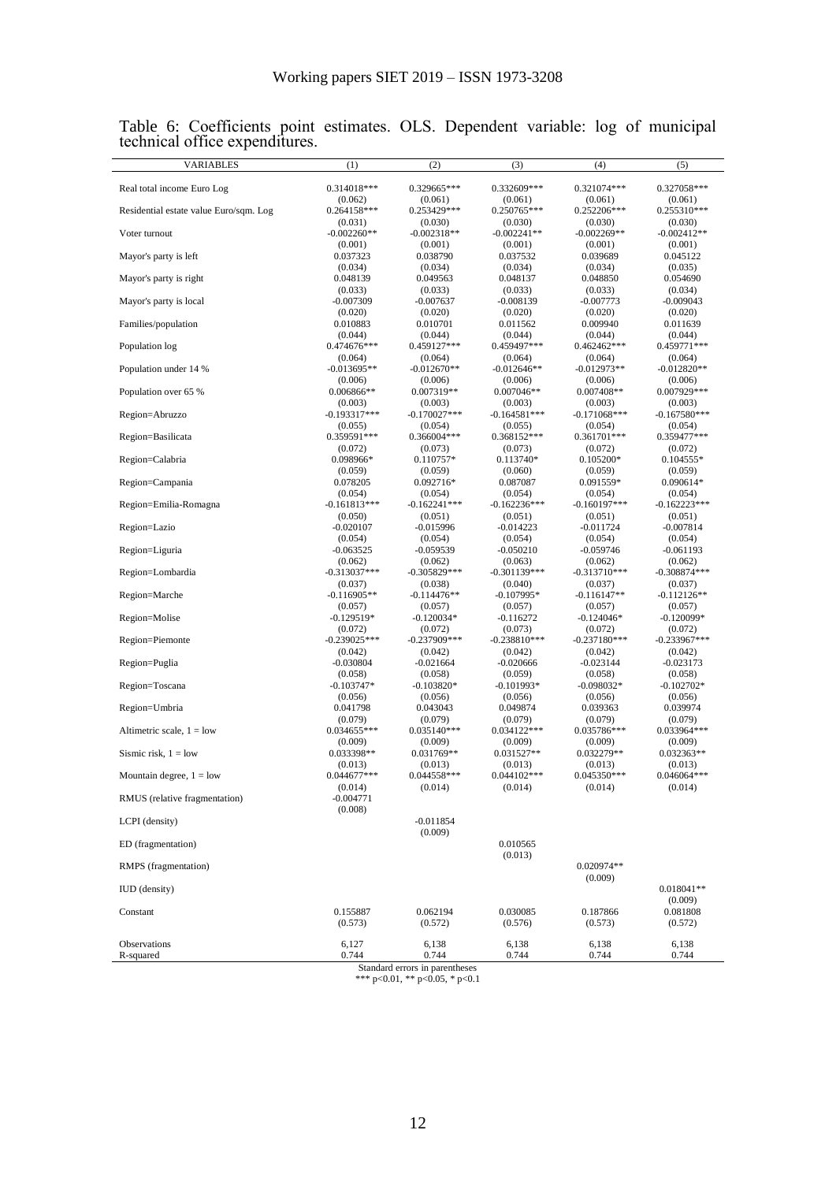Table 6: Coefficients point estimates. OLS. Dependent variable: log of municipal technical office expenditures.

| VARIABLES | (1) | (2) | (3) | (4) | (5) |
|---|---|---|---|---|---|
| Real total income Euro Log | 0.314018*** | 0.329665*** | 0.332609*** | 0.321074*** | 0.327058*** |
| | (0.062) | (0.061) | (0.061) | (0.061) | (0.061) |
| Residential estate value Euro/sqm. Log | 0.264158*** | 0.253429*** | 0.250765*** | 0.252206*** | 0.255310*** |
| | (0.031) | (0.030) | (0.030) | (0.030) | (0.030) |
| Voter turnout | -0.002260** | -0.002318** | -0.002241** | -0.002269** | -0.002412** |
| | (0.001) | (0.001) | (0.001) | (0.001) | (0.001) |
| Mayor's party is left | 0.037323 | 0.038790 | 0.037532 | 0.039689 | 0.045122 |
| | (0.034) | (0.034) | (0.034) | (0.034) | (0.035) |
| Mayor's party is right | 0.048139 | 0.049563 | 0.048137 | 0.048850 | 0.054690 |
| | (0.033) | (0.033) | (0.033) | (0.033) | (0.034) |
| Mayor's party is local | -0.007309 | -0.007637 | -0.008139 | -0.007773 | -0.009043 |
| | (0.020) | (0.020) | (0.020) | (0.020) | (0.020) |
| Families/population | 0.010883 | 0.010701 | 0.011562 | 0.009940 | 0.011639 |
| | (0.044) | (0.044) | (0.044) | (0.044) | (0.044) |
| Population log | 0.474676*** | 0.459127*** | 0.459497*** | 0.462462*** | 0.459771*** |
| | (0.064) | (0.064) | (0.064) | (0.064) | (0.064) |
| Population under 14 % | -0.013695** | -0.012670** | -0.012646** | -0.012973** | -0.012820** |
| | (0.006) | (0.006) | (0.006) | (0.006) | (0.006) |
| Population over 65 % | 0.006866** | 0.007319** | 0.007046** | 0.007408** | 0.007929*** |
| | (0.003) | (0.003) | (0.003) | (0.003) | (0.003) |
| Region=Abruzzo | -0.193317*** | -0.170027*** | -0.164581*** | -0.171068*** | -0.167580*** |
| | (0.055) | (0.054) | (0.055) | (0.054) | (0.054) |
| Region=Basilicata | 0.359591*** | 0.366004*** | 0.368152*** | 0.361701*** | 0.359477*** |
| | (0.072) | (0.073) | (0.073) | (0.072) | (0.072) |
| Region=Calabria | 0.098966* | 0.110757* | 0.113740* | 0.105200* | 0.104555* |
| | (0.059) | (0.059) | (0.060) | (0.059) | (0.059) |
| Region=Campania | 0.078205 | 0.092716* | 0.087087 | 0.091559* | 0.090614* |
| | (0.054) | (0.054) | (0.054) | (0.054) | (0.054) |
| Region=Emilia-Romagna | -0.161813*** | -0.162241*** | -0.162236*** | -0.160197*** | -0.162223*** |
| | (0.050) | (0.051) | (0.051) | (0.051) | (0.051) |
| Region=Lazio | -0.020107 | -0.015996 | -0.014223 | -0.011724 | -0.007814 |
| | (0.054) | (0.054) | (0.054) | (0.054) | (0.054) |
| Region=Liguria | -0.063525 | -0.059539 | -0.050210 | -0.059746 | -0.061193 |
| | (0.062) | (0.062) | (0.063) | (0.062) | (0.062) |
| Region=Lombardia | -0.313037*** | -0.305829*** | -0.301139*** | -0.313710*** | -0.308874*** |
| | (0.037) | (0.038) | (0.040) | (0.037) | (0.037) |
| Region=Marche | -0.116905** | -0.114476** | -0.107995* | -0.116147** | -0.112126** |
| | (0.057) | (0.057) | (0.057) | (0.057) | (0.057) |
| Region=Molise | -0.129519* | -0.120034* | -0.116272 | -0.124046* | -0.120099* |
| | (0.072) | (0.072) | (0.073) | (0.072) | (0.072) |
| Region=Piemonte | -0.239025*** | -0.237909*** | -0.238810*** | -0.237180*** | -0.233967*** |
| | (0.042) | (0.042) | (0.042) | (0.042) | (0.042) |
| Region=Puglia | -0.030804 | -0.021664 | -0.020666 | -0.023144 | -0.023173 |
| | (0.058) | (0.058) | (0.059) | (0.058) | (0.058) |
| Region=Toscana | -0.103747* | -0.103820* | -0.101993* | -0.098032* | -0.102702* |
| | (0.056) | (0.056) | (0.056) | (0.056) | (0.056) |
| Region=Umbria | 0.041798 | 0.043043 | 0.049874 | 0.039363 | 0.039974 |
| | (0.079) | (0.079) | (0.079) | (0.079) | (0.079) |
| Altimetric scale, 1 = low | 0.034655*** | 0.035140*** | 0.034122*** | 0.035786*** | 0.033964*** |
| | (0.009) | (0.009) | (0.009) | (0.009) | (0.009) |
| Sismic risk, 1 = low | 0.033398** | 0.031769** | 0.031527** | 0.032279** | 0.032363** |
| | (0.013) | (0.013) | (0.013) | (0.013) | (0.013) |
| Mountain degree, 1 = low | 0.044677*** | 0.044558*** | 0.044102*** | 0.045350*** | 0.046064*** |
| | (0.014) | (0.014) | (0.014) | (0.014) | (0.014) |
| RMUS (relative fragmentation) | -0.004771 | | | | |
| | (0.008) | | | | |
| LCPI (density) | | -0.011854 | | | |
| | | (0.009) | | | |
| ED (fragmentation) | | | 0.010565 | | |
| | | | (0.013) | | |
| RMPS (fragmentation) | | | | 0.020974** | |
| | | | | (0.009) | |
| IUD (density) | | | | | 0.018041** |
| | | | | | (0.009) |
| Constant | 0.155887 | 0.062194 | 0.030085 | 0.187866 | 0.081808 |
| | (0.573) | (0.572) | (0.576) | (0.573) | (0.572) |
| Observations | 6,127 | 6,138 | 6,138 | 6,138 | 6,138 |
| R-squared | 0.744 | 0.744 | 0.744 | 0.744 | 0.744 |

Standard errors in parentheses

*** p<0.01, ** p<0.05, * p<0.1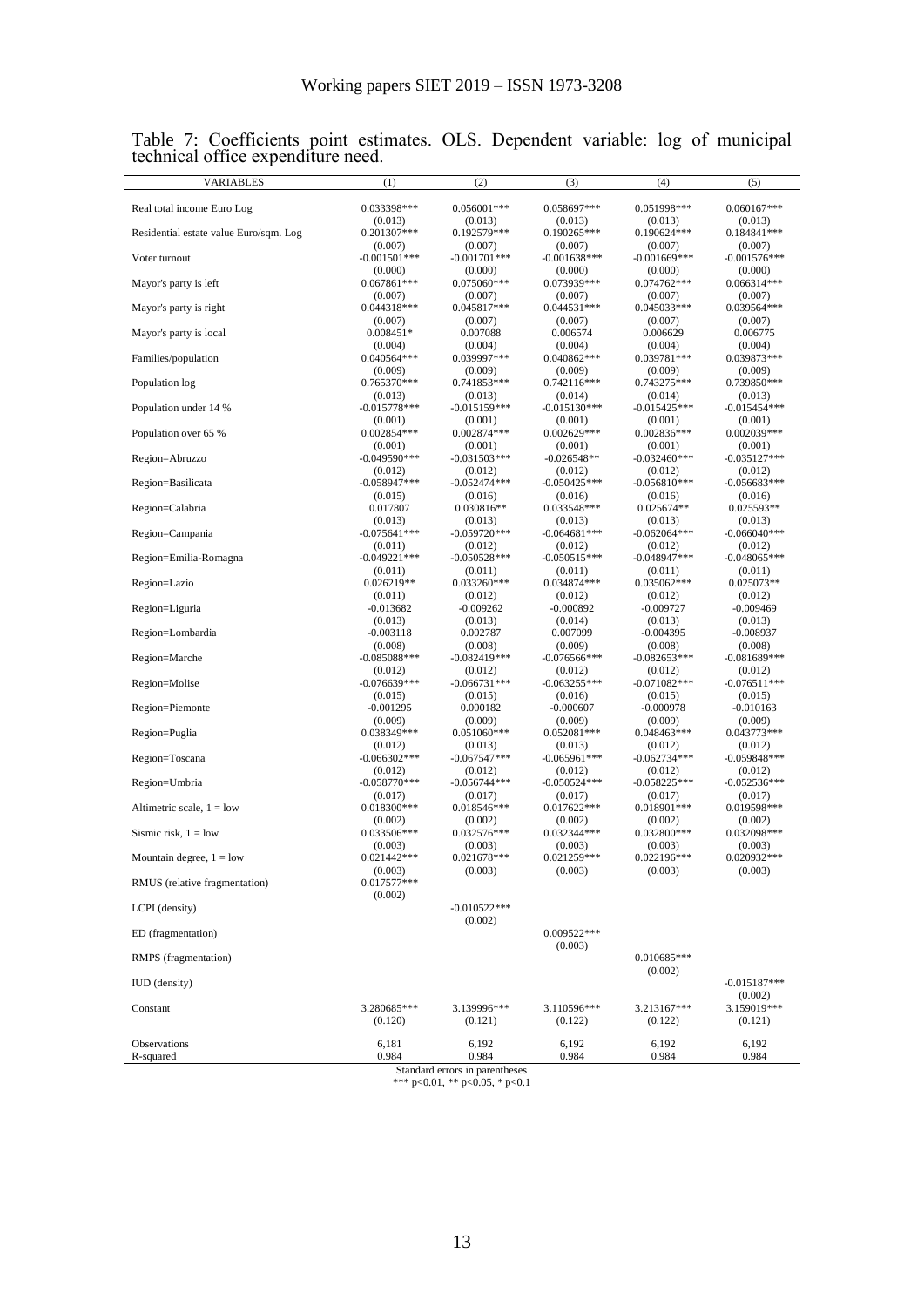Table 7: Coefficients point estimates. OLS. Dependent variable: log of municipal technical office expenditure need.

| VARIABLES | (1) | (2) | (3) | (4) | (5) |
|---|---|---|---|---|---|
| Real total income Euro Log | 0.033398*** | 0.056001*** | 0.058697*** | 0.051998*** | 0.060167*** |
| | (0.013) | (0.013) | (0.013) | (0.013) | (0.013) |
| Residential estate value Euro/sqm. Log | 0.201307*** | 0.192579*** | 0.190265*** | 0.190624*** | 0.184841*** |
| | (0.007) | (0.007) | (0.007) | (0.007) | (0.007) |
| Voter turnout | -0.001501*** | -0.001701*** | -0.001638*** | -0.001669*** | -0.001576*** |
| | (0.000) | (0.000) | (0.000) | (0.000) | (0.000) |
| Mayor's party is left | 0.067861*** | 0.075060*** | 0.073939*** | 0.074762*** | 0.066314*** |
| | (0.007) | (0.007) | (0.007) | (0.007) | (0.007) |
| Mayor's party is right | 0.044318*** | 0.045817*** | 0.044531*** | 0.045033*** | 0.039564*** |
| | (0.007) | (0.007) | (0.007) | (0.007) | (0.007) |
| Mayor's party is local | 0.008451* | 0.007088 | 0.006574 | 0.006629 | 0.006775 |
| | (0.004) | (0.004) | (0.004) | (0.004) | (0.004) |
| Families/population | 0.040564*** | 0.039997*** | 0.040862*** | 0.039781*** | 0.039873*** |
| | (0.009) | (0.009) | (0.009) | (0.009) | (0.009) |
| Population log | 0.765370*** | 0.741853*** | 0.742116*** | 0.743275*** | 0.739850*** |
| | (0.013) | (0.013) | (0.014) | (0.014) | (0.013) |
| Population under 14 % | -0.015778*** | -0.015159*** | -0.015130*** | -0.015425*** | -0.015454*** |
| | (0.001) | (0.001) | (0.001) | (0.001) | (0.001) |
| Population over 65 % | 0.002854*** | 0.002874*** | 0.002629*** | 0.002836*** | 0.002039*** |
| | (0.001) | (0.001) | (0.001) | (0.001) | (0.001) |
| Region=Abruzzo | -0.049590*** | -0.031503*** | -0.026548** | -0.032460*** | -0.035127*** |
| | (0.012) | (0.012) | (0.012) | (0.012) | (0.012) |
| Region=Basilicata | -0.058947*** | -0.052474*** | -0.050425*** | -0.056810*** | -0.056683*** |
| | (0.015) | (0.016) | (0.016) | (0.016) | (0.016) |
| Region=Calabria | 0.017807 | 0.030816** | 0.033548*** | 0.025674** | 0.025593** |
| | (0.013) | (0.013) | (0.013) | (0.013) | (0.013) |
| Region=Campania | -0.075641*** | -0.059720*** | -0.064681*** | -0.062064*** | -0.066040*** |
| | (0.011) | (0.012) | (0.012) | (0.012) | (0.012) |
| Region=Emilia-Romagna | -0.049221*** | -0.050528*** | -0.050515*** | -0.048947*** | -0.048065*** |
| | (0.011) | (0.011) | (0.011) | (0.011) | (0.011) |
| Region=Lazio | 0.026219** | 0.033260*** | 0.034874*** | 0.035062*** | 0.025073** |
| | (0.011) | (0.012) | (0.012) | (0.012) | (0.012) |
| Region=Liguria | -0.013682 | -0.009262 | -0.000892 | -0.009727 | -0.009469 |
| | (0.013) | (0.013) | (0.014) | (0.013) | (0.013) |
| Region=Lombardia | -0.003118 | 0.002787 | 0.007099 | -0.004395 | -0.008937 |
| | (0.008) | (0.008) | (0.009) | (0.008) | (0.008) |
| Region=Marche | -0.085088*** | -0.082419*** | -0.076566*** | -0.082653*** | -0.081689*** |
| | (0.012) | (0.012) | (0.012) | (0.012) | (0.012) |
| Region=Molise | -0.076639*** | -0.066731*** | -0.063255*** | -0.071082*** | -0.076511*** |
| | (0.015) | (0.015) | (0.016) | (0.015) | (0.015) |
| Region=Piemonte | -0.001295 | 0.000182 | -0.000607 | -0.000978 | -0.010163 |
| | (0.009) | (0.009) | (0.009) | (0.009) | (0.009) |
| Region=Puglia | 0.038349*** | 0.051060*** | 0.052081*** | 0.048463*** | 0.043773*** |
| | (0.012) | (0.013) | (0.013) | (0.012) | (0.012) |
| Region=Toscana | -0.066302*** | -0.067547*** | -0.065961*** | -0.062734*** | -0.059848*** |
| | (0.012) | (0.012) | (0.012) | (0.012) | (0.012) |
| Region=Umbria | -0.058770*** | -0.056744*** | -0.050524*** | -0.058225*** | -0.052536*** |
| | (0.017) | (0.017) | (0.017) | (0.017) | (0.017) |
| Altimetric scale, 1 = low | 0.018300*** | 0.018546*** | 0.017622*** | 0.018901*** | 0.019598*** |
| | (0.002) | (0.002) | (0.002) | (0.002) | (0.002) |
| Sismic risk, 1 = low | 0.033506*** | 0.032576*** | 0.032344*** | 0.032800*** | 0.032098*** |
| | (0.003) | (0.003) | (0.003) | (0.003) | (0.003) |
| Mountain degree, 1 = low | 0.021442*** | 0.021678*** | 0.021259*** | 0.022196*** | 0.020932*** |
| | (0.003) | (0.003) | (0.003) | (0.003) | (0.003) |
| RMUS (relative fragmentation) | 0.017577*** | | | | |
| | (0.002) | | | | |
| LCPI (density) | | -0.010522*** | | | |
| | | (0.002) | | | |
| ED (fragmentation) | | | 0.009522*** | | |
| | | | (0.003) | | |
| RMPS (fragmentation) | | | | 0.010685*** | |
| | | | | (0.002) | |
| IUD (density) | | | | | -0.015187*** |
| | | | | | (0.002) |
| Constant | 3.280685*** | 3.139996*** | 3.110596*** | 3.213167*** | 3.159019*** |
| | (0.120) | (0.121) | (0.122) | (0.122) | (0.121) |
| Observations | 6,181 | 6,192 | 6,192 | 6,192 | 6,192 |
| R-squared | 0.984 | 0.984 | 0.984 | 0.984 | 0.984 |

Standard errors in parentheses
*** p<0.01, ** p<0.05, * p<0.1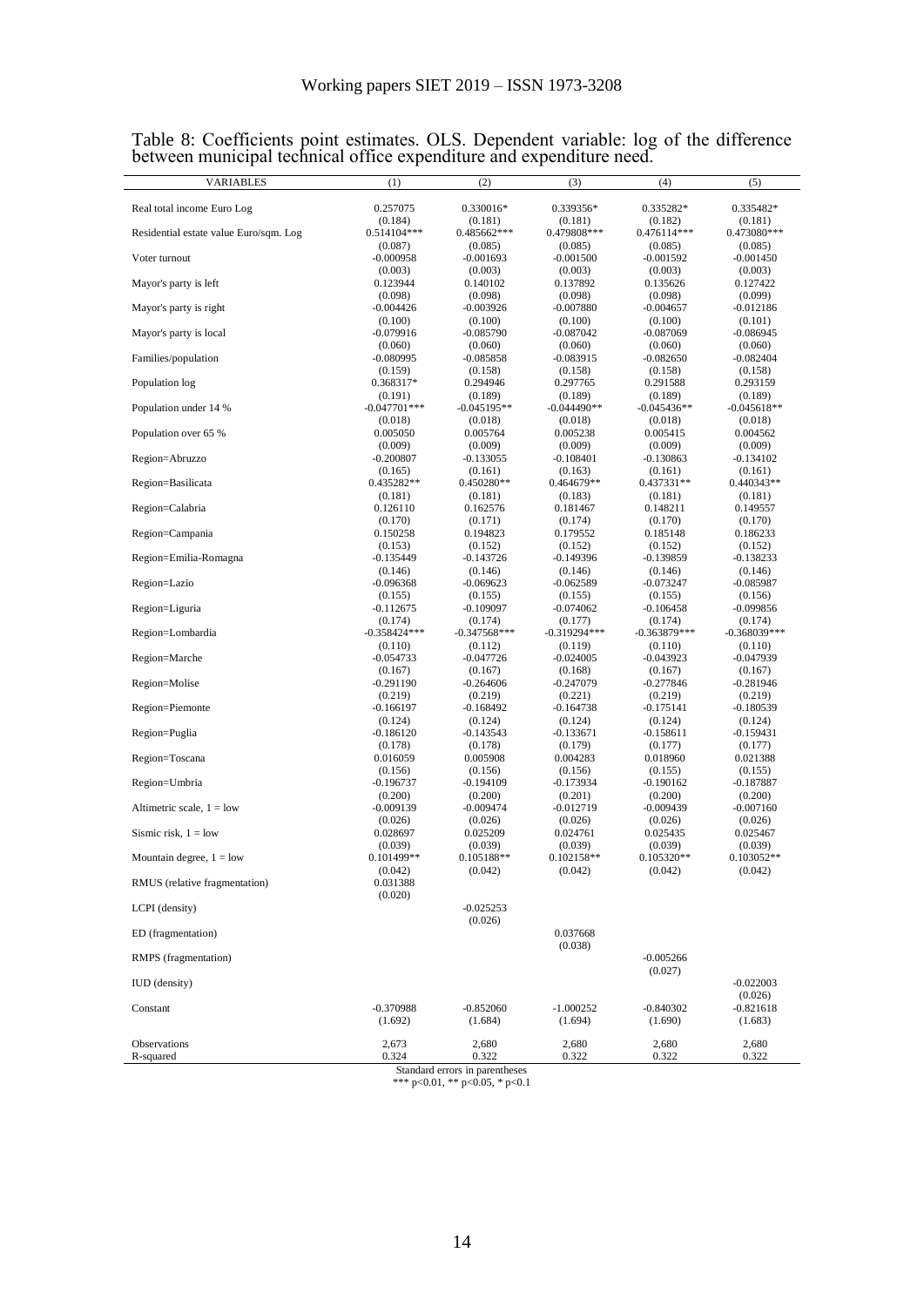Table 8: Coefficients point estimates. OLS. Dependent variable: log of the difference between municipal technical office expenditure and expenditure need.

| VARIABLES | (1) | (2) | (3) | (4) | (5) |
|---|---|---|---|---|---|
| Real total income Euro Log | 0.257075 | 0.330016* | 0.339356* | 0.335282* | 0.335482* |
| | (0.184) | (0.181) | (0.181) | (0.182) | (0.181) |
| Residential estate value Euro/sqm. Log | 0.514104*** | 0.485662*** | 0.479808*** | 0.476114*** | 0.473080*** |
| | (0.087) | (0.085) | (0.085) | (0.085) | (0.085) |
| Voter turnout | -0.000958 | -0.001693 | -0.001500 | -0.001592 | -0.001450 |
| | (0.003) | (0.003) | (0.003) | (0.003) | (0.003) |
| Mayor's party is left | 0.123944 | 0.140102 | 0.137892 | 0.135626 | 0.127422 |
| | (0.098) | (0.098) | (0.098) | (0.098) | (0.099) |
| Mayor's party is right | -0.004426 | -0.003926 | -0.007880 | -0.004657 | -0.012186 |
| | (0.100) | (0.100) | (0.100) | (0.100) | (0.101) |
| Mayor's party is local | -0.079916 | -0.085790 | -0.087042 | -0.087069 | -0.086945 |
| | (0.060) | (0.060) | (0.060) | (0.060) | (0.060) |
| Families/population | -0.080995 | -0.085858 | -0.083915 | -0.082650 | -0.082404 |
| | (0.159) | (0.158) | (0.158) | (0.158) | (0.158) |
| Population log | 0.368317* | 0.294946 | 0.297765 | 0.291588 | 0.293159 |
| | (0.191) | (0.189) | (0.189) | (0.189) | (0.189) |
| Population under 14 % | -0.047701*** | -0.045195** | -0.044490** | -0.045436** | -0.045618** |
| | (0.018) | (0.018) | (0.018) | (0.018) | (0.018) |
| Population over 65 % | 0.005050 | 0.005764 | 0.005238 | 0.005415 | 0.004562 |
| | (0.009) | (0.009) | (0.009) | (0.009) | (0.009) |
| Region=Abruzzo | -0.200807 | -0.133055 | -0.108401 | -0.130863 | -0.134102 |
| | (0.165) | (0.161) | (0.163) | (0.161) | (0.161) |
| Region=Basilicata | 0.435282** | 0.450280** | 0.464679** | 0.437331** | 0.440343** |
| | (0.181) | (0.181) | (0.183) | (0.181) | (0.181) |
| Region=Calabria | 0.126110 | 0.162576 | 0.181467 | 0.148211 | 0.149557 |
| | (0.170) | (0.171) | (0.174) | (0.170) | (0.170) |
| Region=Campania | 0.150258 | 0.194823 | 0.179552 | 0.185148 | 0.186233 |
| | (0.153) | (0.152) | (0.152) | (0.152) | (0.152) |
| Region=Emilia-Romagna | -0.135449 | -0.143726 | -0.149396 | -0.139859 | -0.138233 |
| | (0.146) | (0.146) | (0.146) | (0.146) | (0.146) |
| Region=Lazio | -0.096368 | -0.069623 | -0.062589 | -0.073247 | -0.085987 |
| | (0.155) | (0.155) | (0.155) | (0.155) | (0.156) |
| Region=Liguria | -0.112675 | -0.109097 | -0.074062 | -0.106458 | -0.099856 |
| | (0.174) | (0.174) | (0.177) | (0.174) | (0.174) |
| Region=Lombardia | -0.358424*** | -0.347568*** | -0.319294*** | -0.363879*** | -0.368039*** |
| | (0.110) | (0.112) | (0.119) | (0.110) | (0.110) |
| Region=Marche | -0.054733 | -0.047726 | -0.024005 | -0.043923 | -0.047939 |
| | (0.167) | (0.167) | (0.168) | (0.167) | (0.167) |
| Region=Molise | -0.291190 | -0.264606 | -0.247079 | -0.277846 | -0.281946 |
| | (0.219) | (0.219) | (0.221) | (0.219) | (0.219) |
| Region=Piemonte | -0.166197 | -0.168492 | -0.164738 | -0.175141 | -0.180539 |
| | (0.124) | (0.124) | (0.124) | (0.124) | (0.124) |
| Region=Puglia | -0.186120 | -0.143543 | -0.133671 | -0.158611 | -0.159431 |
| | (0.178) | (0.178) | (0.179) | (0.177) | (0.177) |
| Region=Toscana | 0.016059 | 0.005908 | 0.004283 | 0.018960 | 0.021388 |
| | (0.156) | (0.156) | (0.156) | (0.155) | (0.155) |
| Region=Umbria | -0.196737 | -0.194109 | -0.173934 | -0.190162 | -0.187887 |
| | (0.200) | (0.200) | (0.201) | (0.200) | (0.200) |
| Altimetric scale, 1 = low | -0.009139 | -0.009474 | -0.012719 | -0.009439 | -0.007160 |
| | (0.026) | (0.026) | (0.026) | (0.026) | (0.026) |
| Sismic risk, 1 = low | 0.028697 | 0.025209 | 0.024761 | 0.025435 | 0.025467 |
| | (0.039) | (0.039) | (0.039) | (0.039) | (0.039) |
| Mountain degree, 1 = low | 0.101499** | 0.105188** | 0.102158** | 0.105320** | 0.103052** |
| | (0.042) | (0.042) | (0.042) | (0.042) | (0.042) |
| RMUS (relative fragmentation) | 0.031388 | | | | |
| | (0.020) | | | | |
| LCPI (density) | | -0.025253 | | | |
| | | (0.026) | | | |
| ED (fragmentation) | | | 0.037668 | | |
| | | | (0.038) | | |
| RMPS (fragmentation) | | | | -0.005266 | |
| | | | | (0.027) | |
| IUD (density) | | | | | -0.022003 |
| | | | | | (0.026) |
| Constant | -0.370988 | -0.852060 | -1.000252 | -0.840302 | -0.821618 |
| | (1.692) | (1.684) | (1.694) | (1.690) | (1.683) |
| Observations | 2,673 | 2,680 | 2,680 | 2,680 | 2,680 |
| R-squared | 0.324 | 0.322 | 0.322 | 0.322 | 0.322 |

Standard errors in parentheses
*** p<0.01, ** p<0.05, * p<0.1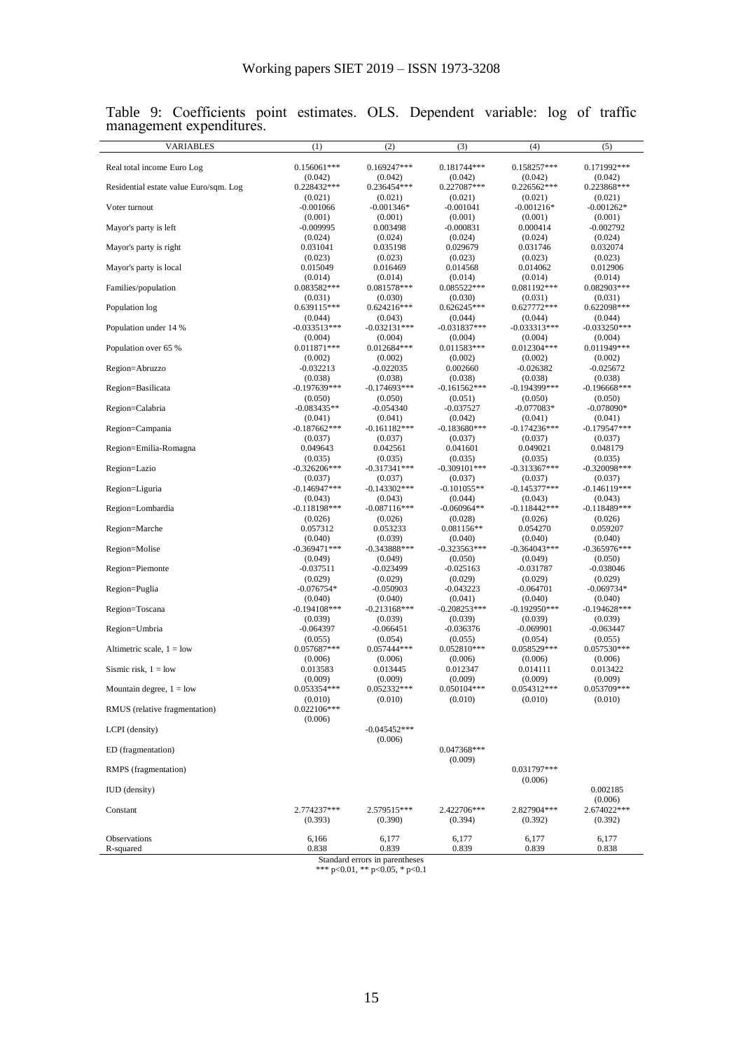Table 9: Coefficients point estimates. OLS. Dependent variable: log of traffic management expenditures.

| VARIABLES | (1) | (2) | (3) | (4) | (5) |
|---|---|---|---|---|---|
| Real total income Euro Log | 0.156061*** | 0.169247*** | 0.181744*** | 0.158257*** | 0.171992*** |
| | (0.042) | (0.042) | (0.042) | (0.042) | (0.042) |
| Residential estate value Euro/sqm. Log | 0.228432*** | 0.236454*** | 0.227087*** | 0.226562*** | 0.223868*** |
| | (0.021) | (0.021) | (0.021) | (0.021) | (0.021) |
| Voter turnout | -0.001066 | -0.001346* | -0.001041 | -0.001216* | -0.001262* |
| | (0.001) | (0.001) | (0.001) | (0.001) | (0.001) |
| Mayor's party is left | -0.009995 | 0.003498 | -0.000831 | 0.000414 | -0.002792 |
| | (0.024) | (0.024) | (0.024) | (0.024) | (0.024) |
| Mayor's party is right | 0.031041 | 0.035198 | 0.029679 | 0.031746 | 0.032074 |
| | (0.023) | (0.023) | (0.023) | (0.023) | (0.023) |
| Mayor's party is local | 0.015049 | 0.016469 | 0.014568 | 0.014062 | 0.012906 |
| | (0.014) | (0.014) | (0.014) | (0.014) | (0.014) |
| Families/population | 0.083582*** | 0.081578*** | 0.085522*** | 0.081192*** | 0.082903*** |
| | (0.031) | (0.030) | (0.030) | (0.031) | (0.031) |
| Population log | 0.639115*** | 0.624216*** | 0.626245*** | 0.627772*** | 0.622098*** |
| | (0.044) | (0.043) | (0.044) | (0.044) | (0.044) |
| Population under 14 % | -0.033513*** | -0.032131*** | -0.031837*** | -0.033313*** | -0.033250*** |
| | (0.004) | (0.004) | (0.004) | (0.004) | (0.004) |
| Population over 65 % | 0.011871*** | 0.012684*** | 0.011583*** | 0.012304*** | 0.011949*** |
| | (0.002) | (0.002) | (0.002) | (0.002) | (0.002) |
| Region=Abruzzo | -0.032213 | -0.022035 | 0.002660 | -0.026382 | -0.025672 |
| | (0.038) | (0.038) | (0.038) | (0.038) | (0.038) |
| Region=Basilicata | -0.197639*** | -0.174693*** | -0.161562*** | -0.194399*** | -0.196668*** |
| | (0.050) | (0.050) | (0.051) | (0.050) | (0.050) |
| Region=Calabria | -0.083435** | -0.054340 | -0.037527 | -0.077083* | -0.078090* |
| | (0.041) | (0.041) | (0.042) | (0.041) | (0.041) |
| Region=Campania | -0.187662*** | -0.161182*** | -0.183680*** | -0.174236*** | -0.179547*** |
| | (0.037) | (0.037) | (0.037) | (0.037) | (0.037) |
| Region=Emilia-Romagna | 0.049643 | 0.042561 | 0.041601 | 0.049021 | 0.048179 |
| | (0.035) | (0.035) | (0.035) | (0.035) | (0.035) |
| Region=Lazio | -0.326206*** | -0.317341*** | -0.309101*** | -0.313367*** | -0.320098*** |
| | (0.037) | (0.037) | (0.037) | (0.037) | (0.037) |
| Region=Liguria | -0.146947*** | -0.143302*** | -0.101055** | -0.145377*** | -0.146119*** |
| | (0.043) | (0.043) | (0.044) | (0.043) | (0.043) |
| Region=Lombardia | -0.118198*** | -0.087116*** | -0.060964** | -0.118442*** | -0.118489*** |
| | (0.026) | (0.026) | (0.028) | (0.026) | (0.026) |
| Region=Marche | 0.057312 | 0.053233 | 0.081156** | 0.054270 | 0.059207 |
| | (0.040) | (0.039) | (0.040) | (0.040) | (0.040) |
| Region=Molise | -0.369471*** | -0.343888*** | -0.323563*** | -0.364043*** | -0.365976*** |
| | (0.049) | (0.049) | (0.050) | (0.049) | (0.050) |
| Region=Piemonte | -0.037511 | -0.023499 | -0.025163 | -0.031787 | -0.038046 |
| | (0.029) | (0.029) | (0.029) | (0.029) | (0.029) |
| Region=Puglia | -0.076754* | -0.050903 | -0.043223 | -0.064701 | -0.069734* |
| | (0.040) | (0.040) | (0.041) | (0.040) | (0.040) |
| Region=Toscana | -0.194108*** | -0.213168*** | -0.208253*** | -0.192950*** | -0.194628*** |
| | (0.039) | (0.039) | (0.039) | (0.039) | (0.039) |
| Region=Umbria | -0.064397 | -0.066451 | -0.036376 | -0.069901 | -0.063447 |
| | (0.055) | (0.054) | (0.055) | (0.054) | (0.055) |
| Altimetric scale, 1 = low | 0.057687*** | 0.057444*** | 0.052810*** | 0.058529*** | 0.057530*** |
| | (0.006) | (0.006) | (0.006) | (0.006) | (0.006) |
| Sismic risk, 1 = low | 0.013583 | 0.013445 | 0.012347 | 0.014111 | 0.013422 |
| | (0.009) | (0.009) | (0.009) | (0.009) | (0.009) |
| Mountain degree, 1 = low | 0.053354*** | 0.052332*** | 0.050104*** | 0.054312*** | 0.053709*** |
| | (0.010) | (0.010) | (0.010) | (0.010) | (0.010) |
| RMUS (relative fragmentation) | 0.022106*** | | | | |
| | (0.006) | | | | |
| LCPI (density) | | -0.045452*** | | | |
| | | (0.006) | | | |
| ED (fragmentation) | | | 0.047368*** | | |
| | | | (0.009) | | |
| RMPS (fragmentation) | | | | 0.031797*** | |
| | | | | (0.006) | |
| IUD (density) | | | | | 0.002185 |
| | | | | | (0.006) |
| Constant | 2.774237*** | 2.579515*** | 2.422706*** | 2.827904*** | 2.674022*** |
| | (0.393) | (0.390) | (0.394) | (0.392) | (0.392) |
| Observations | 6,166 | 6,177 | 6,177 | 6,177 | 6,177 |
| R-squared | 0.838 | 0.839 | 0.839 | 0.839 | 0.838 |

Standard errors in parentheses
*** p<0.01, ** p<0.05, * p<0.1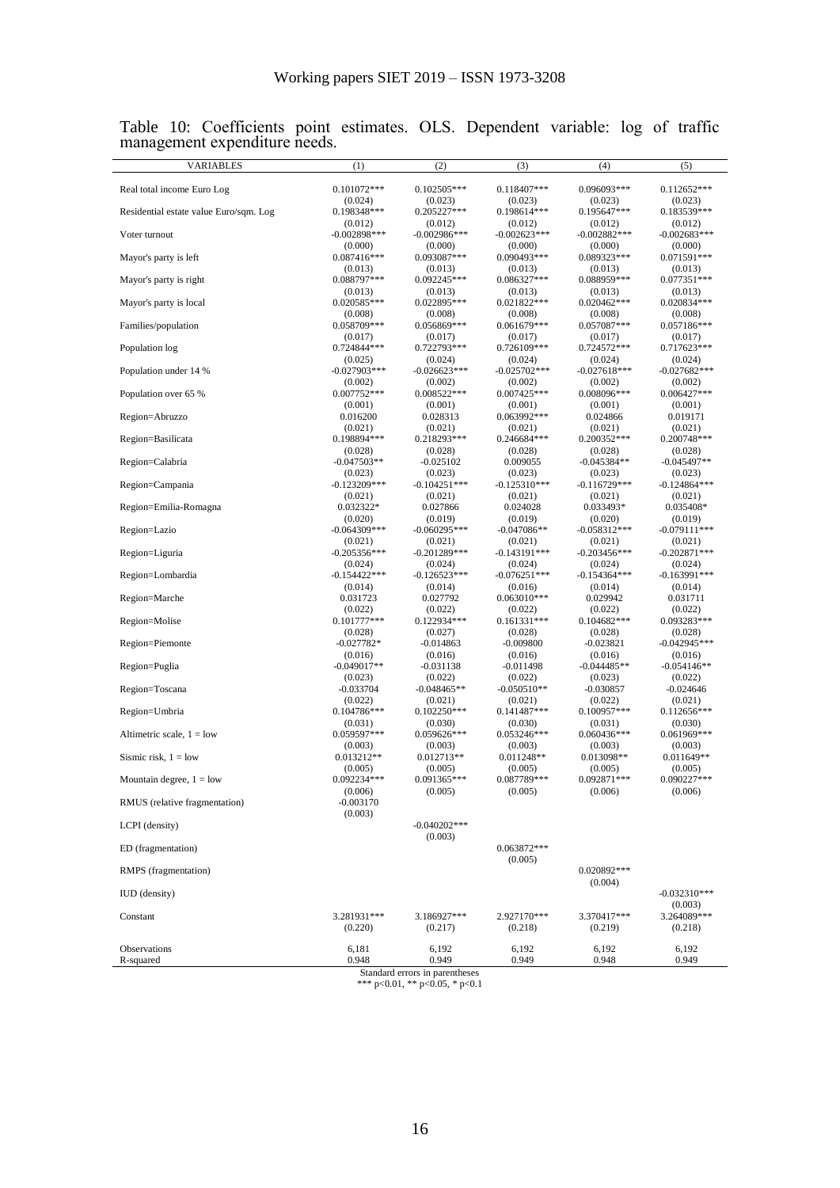Table 10: Coefficients point estimates. OLS. Dependent variable: log of traffic management expenditure needs.

| VARIABLES | (1) | (2) | (3) | (4) | (5) |
|---|---|---|---|---|---|
| Real total income Euro Log | 0.101072*** | 0.102505*** | 0.118407*** | 0.096093*** | 0.112652*** |
| | (0.024) | (0.023) | (0.023) | (0.023) | (0.023) |
| Residential estate value Euro/sqm. Log | 0.198348*** | 0.205227*** | 0.198614*** | 0.195647*** | 0.183539*** |
| | (0.012) | (0.012) | (0.012) | (0.012) | (0.012) |
| Voter turnout | -0.002898*** | -0.002986*** | -0.002623*** | -0.002882*** | -0.002683*** |
| | (0.000) | (0.000) | (0.000) | (0.000) | (0.000) |
| Mayor's party is left | 0.087416*** | 0.093087*** | 0.090493*** | 0.089323*** | 0.071591*** |
| | (0.013) | (0.013) | (0.013) | (0.013) | (0.013) |
| Mayor's party is right | 0.088797*** | 0.092245*** | 0.086327*** | 0.088959*** | 0.077351*** |
| | (0.013) | (0.013) | (0.013) | (0.013) | (0.013) |
| Mayor's party is local | 0.020585*** | 0.022895*** | 0.021822*** | 0.020462*** | 0.020834*** |
| | (0.008) | (0.008) | (0.008) | (0.008) | (0.008) |
| Families/population | 0.058709*** | 0.056869*** | 0.061679*** | 0.057087*** | 0.057186*** |
| | (0.017) | (0.017) | (0.017) | (0.017) | (0.017) |
| Population log | 0.724844*** | 0.722793*** | 0.726109*** | 0.724572*** | 0.717623*** |
| | (0.025) | (0.024) | (0.024) | (0.024) | (0.024) |
| Population under 14 % | -0.027903*** | -0.026623*** | -0.025702*** | -0.027618*** | -0.027682*** |
| | (0.002) | (0.002) | (0.002) | (0.002) | (0.002) |
| Population over 65 % | 0.007752*** | 0.008522*** | 0.007425*** | 0.008096*** | 0.006427*** |
| | (0.001) | (0.001) | (0.001) | (0.001) | (0.001) |
| Region=Abruzzo | 0.016200 | 0.028313 | 0.063992*** | 0.024866 | 0.019171 |
| | (0.021) | (0.021) | (0.021) | (0.021) | (0.021) |
| Region=Basilicata | 0.198894*** | 0.218293*** | 0.246684*** | 0.200352*** | 0.200748*** |
| | (0.028) | (0.028) | (0.028) | (0.028) | (0.028) |
| Region=Calabria | -0.047503** | -0.025102 | 0.009055 | -0.045384** | -0.045497** |
| | (0.023) | (0.023) | (0.023) | (0.023) | (0.023) |
| Region=Campania | -0.123209*** | -0.104251*** | -0.125310*** | -0.116729*** | -0.124864*** |
| | (0.021) | (0.021) | (0.021) | (0.021) | (0.021) |
| Region=Emilia-Romagna | 0.032322* | 0.027866 | 0.024028 | 0.033493* | 0.035408* |
| | (0.020) | (0.019) | (0.019) | (0.020) | (0.019) |
| Region=Lazio | -0.064309*** | -0.060295*** | -0.047086** | -0.058312*** | -0.079111*** |
| | (0.021) | (0.021) | (0.021) | (0.021) | (0.021) |
| Region=Liguria | -0.205356*** | -0.201289*** | -0.143191*** | -0.203456*** | -0.202871*** |
| | (0.024) | (0.024) | (0.024) | (0.024) | (0.024) |
| Region=Lombardia | -0.154422*** | -0.126523*** | -0.076251*** | -0.154364*** | -0.163991*** |
| | (0.014) | (0.014) | (0.016) | (0.014) | (0.014) |
| Region=Marche | 0.031723 | 0.027792 | 0.063010*** | 0.029942 | 0.031711 |
| | (0.022) | (0.022) | (0.022) | (0.022) | (0.022) |
| Region=Molise | 0.101777*** | 0.122934*** | 0.161331*** | 0.104682*** | 0.093283*** |
| | (0.028) | (0.027) | (0.028) | (0.028) | (0.028) |
| Region=Piemonte | -0.027782* | -0.014863 | -0.009800 | -0.023821 | -0.042945*** |
| | (0.016) | (0.016) | (0.016) | (0.016) | (0.016) |
| Region=Puglia | -0.049017** | -0.031138 | -0.011498 | -0.044485** | -0.054146** |
| | (0.023) | (0.022) | (0.022) | (0.023) | (0.022) |
| Region=Toscana | -0.033704 | -0.048465** | -0.050510** | -0.030857 | -0.024646 |
| | (0.022) | (0.021) | (0.021) | (0.022) | (0.021) |
| Region=Umbria | 0.104786*** | 0.102250*** | 0.141487*** | 0.100957*** | 0.112656*** |
| | (0.031) | (0.030) | (0.030) | (0.031) | (0.030) |
| Altimetric scale, 1 = low | 0.059597*** | 0.059626*** | 0.053246*** | 0.060436*** | 0.061969*** |
| | (0.003) | (0.003) | (0.003) | (0.003) | (0.003) |
| Sismic risk, 1 = low | 0.013212** | 0.012713** | 0.011248** | 0.013098** | 0.011649** |
| | (0.005) | (0.005) | (0.005) | (0.005) | (0.005) |
| Mountain degree, 1 = low | 0.092234*** | 0.091365*** | 0.087789*** | 0.092871*** | 0.090227*** |
| | (0.006) | (0.005) | (0.005) | (0.006) | (0.006) |
| RMUS (relative fragmentation) | -0.003170 | | | | |
| | (0.003) | | | | |
| LCPI (density) | | -0.040202*** | | | |
| | | (0.003) | | | |
| ED (fragmentation) | | | 0.063872*** | | |
| | | | (0.005) | | |
| RMPS (fragmentation) | | | | 0.020892*** | |
| | | | | (0.004) | |
| IUD (density) | | | | | -0.032310*** |
| | | | | | (0.003) |
| Constant | 3.281931*** | 3.186927*** | 2.927170*** | 3.370417*** | 3.264089*** |
| | (0.220) | (0.217) | (0.218) | (0.219) | (0.218) |
| Observations | 6,181 | 6,192 | 6,192 | 6,192 | 6,192 |
| R-squared | 0.948 | 0.949 | 0.949 | 0.948 | 0.949 |

Standard errors in parentheses
*** p<0.01, ** p<0.05, * p<0.1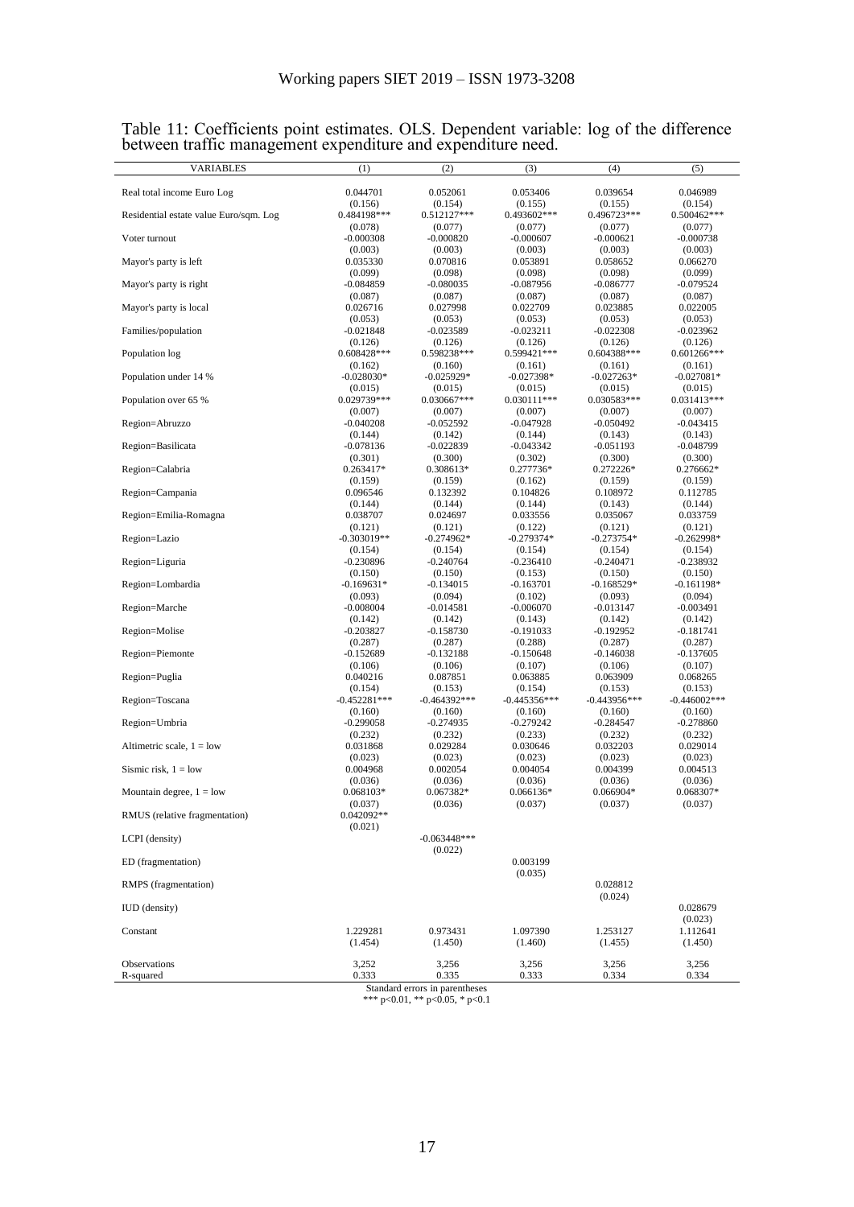Table 11: Coefficients point estimates. OLS. Dependent variable: log of the difference between traffic management expenditure and expenditure need.

| VARIABLES | (1) | (2) | (3) | (4) | (5) |
|---|---|---|---|---|---|
| Real total income Euro Log | 0.044701 | 0.052061 | 0.053406 | 0.039654 | 0.046989 |
| | (0.156) | (0.154) | (0.155) | (0.155) | (0.154) |
| Residential estate value Euro/sqm. Log | 0.484198*** | 0.512127*** | 0.493602*** | 0.496723*** | 0.500462*** |
| | (0.078) | (0.077) | (0.077) | (0.077) | (0.077) |
| Voter turnout | -0.000308 | -0.000820 | -0.000607 | -0.000621 | -0.000738 |
| | (0.003) | (0.003) | (0.003) | (0.003) | (0.003) |
| Mayor's party is left | 0.035330 | 0.070816 | 0.053891 | 0.058652 | 0.066270 |
| | (0.099) | (0.098) | (0.098) | (0.098) | (0.099) |
| Mayor's party is right | -0.084859 | -0.080035 | -0.087956 | -0.086777 | -0.079524 |
| | (0.087) | (0.087) | (0.087) | (0.087) | (0.087) |
| Mayor's party is local | 0.026716 | 0.027998 | 0.022709 | 0.023885 | 0.022005 |
| | (0.053) | (0.053) | (0.053) | (0.053) | (0.053) |
| Families/population | -0.021848 | -0.023589 | -0.023211 | -0.022308 | -0.023962 |
| | (0.126) | (0.126) | (0.126) | (0.126) | (0.126) |
| Population log | 0.608428*** | 0.598238*** | 0.599421*** | 0.604388*** | 0.601266*** |
| | (0.162) | (0.160) | (0.161) | (0.161) | (0.161) |
| Population under 14 % | -0.028030* | -0.025929* | -0.027398* | -0.027263* | -0.027081* |
| | (0.015) | (0.015) | (0.015) | (0.015) | (0.015) |
| Population over 65 % | 0.029739*** | 0.030667*** | 0.030111*** | 0.030583*** | 0.031413*** |
| | (0.007) | (0.007) | (0.007) | (0.007) | (0.007) |
| Region=Abruzzo | -0.040208 | -0.052592 | -0.047928 | -0.050492 | -0.043415 |
| | (0.144) | (0.142) | (0.144) | (0.143) | (0.143) |
| Region=Basilicata | -0.078136 | -0.022839 | -0.043342 | -0.051193 | -0.048799 |
| | (0.301) | (0.300) | (0.302) | (0.300) | (0.300) |
| Region=Calabria | 0.263417* | 0.308613* | 0.277736* | 0.272226* | 0.276662* |
| | (0.159) | (0.159) | (0.162) | (0.159) | (0.159) |
| Region=Campania | 0.096546 | 0.132392 | 0.104826 | 0.108972 | 0.112785 |
| | (0.144) | (0.144) | (0.144) | (0.143) | (0.144) |
| Region=Emilia-Romagna | 0.038707 | 0.024697 | 0.033556 | 0.035067 | 0.033759 |
| | (0.121) | (0.121) | (0.122) | (0.121) | (0.121) |
| Region=Lazio | -0.303019** | -0.274962* | -0.279374* | -0.273754* | -0.262998* |
| | (0.154) | (0.154) | (0.154) | (0.154) | (0.154) |
| Region=Liguria | -0.230896 | -0.240764 | -0.236410 | -0.240471 | -0.238932 |
| | (0.150) | (0.150) | (0.153) | (0.150) | (0.150) |
| Region=Lombardia | -0.169631* | -0.134015 | -0.163701 | -0.168529* | -0.161198* |
| | (0.093) | (0.094) | (0.102) | (0.093) | (0.094) |
| Region=Marche | -0.008004 | -0.014581 | -0.006070 | -0.013147 | -0.003491 |
| | (0.142) | (0.142) | (0.143) | (0.142) | (0.142) |
| Region=Molise | -0.203827 | -0.158730 | -0.191033 | -0.192952 | -0.181741 |
| | (0.287) | (0.287) | (0.288) | (0.287) | (0.287) |
| Region=Piemonte | -0.152689 | -0.132188 | -0.150648 | -0.146038 | -0.137605 |
| | (0.106) | (0.106) | (0.107) | (0.106) | (0.107) |
| Region=Puglia | 0.040216 | 0.087851 | 0.063885 | 0.063909 | 0.068265 |
| | (0.154) | (0.153) | (0.154) | (0.153) | (0.153) |
| Region=Toscana | -0.452281*** | -0.464392*** | -0.445356*** | -0.443956*** | -0.446002*** |
| | (0.160) | (0.160) | (0.160) | (0.160) | (0.160) |
| Region=Umbria | -0.299058 | -0.274935 | -0.279242 | -0.284547 | -0.278860 |
| | (0.232) | (0.232) | (0.233) | (0.232) | (0.232) |
| Altimetric scale, 1 = low | 0.031868 | 0.029284 | 0.030646 | 0.032203 | 0.029014 |
| | (0.023) | (0.023) | (0.023) | (0.023) | (0.023) |
| Sismic risk, 1 = low | 0.004968 | 0.002054 | 0.004054 | 0.004399 | 0.004513 |
| | (0.036) | (0.036) | (0.036) | (0.036) | (0.036) |
| Mountain degree, 1 = low | 0.068103* | 0.067382* | 0.066136* | 0.066904* | 0.068307* |
| | (0.037) | (0.036) | (0.037) | (0.037) | (0.037) |
| RMUS (relative fragmentation) | 0.042092** | | | | |
| | (0.021) | | | | |
| LCPI (density) | | -0.063448*** | | | |
| | | (0.022) | | | |
| ED (fragmentation) | | | 0.003199 | | |
| | | | (0.035) | | |
| RMPS (fragmentation) | | | | 0.028812 | |
| | | | | (0.024) | |
| IUD (density) | | | | | 0.028679 |
| | | | | | (0.023) |
| Constant | 1.229281 | 0.973431 | 1.097390 | 1.253127 | 1.112641 |
| | (1.454) | (1.450) | (1.460) | (1.455) | (1.450) |
| Observations | 3,252 | 3,256 | 3,256 | 3,256 | 3,256 |
| R-squared | 0.333 | 0.335 | 0.333 | 0.334 | 0.334 |

Standard errors in parentheses
*** p<0.01, ** p<0.05, * p<0.1